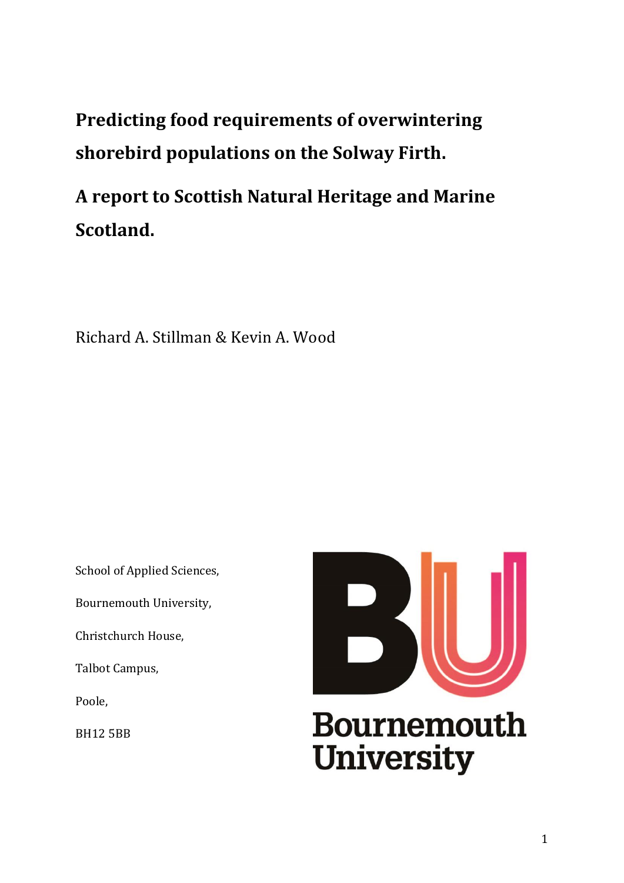# Predicting food requirements of overwintering shorebird populations on the Solway Firth.

# A report to Scottish Natural Heritage and Marine Scotland.

Richard A. Stillman & Kevin A. Wood

School of Applied Sciences,

Bournemouth University,

Christchurch House,

Talbot Campus,

Poole,

BH12 5BB

Bournemouth University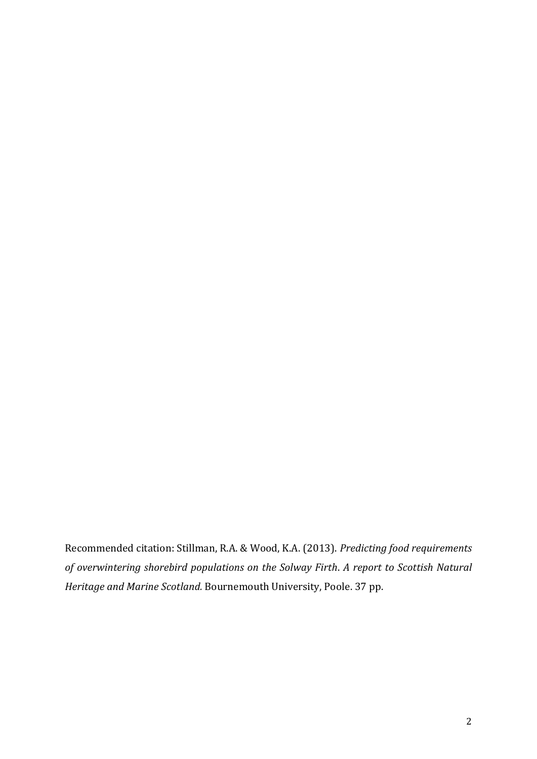Recommended citation: Stillman, R.A. & Wood, K.A. (2013). *Predicting food requirements of overwintering shorebird populations on the Solway Firth. A report to Scottish Natural Heritage and Marine Scotland.* Bournemouth University, Poole. 37 pp.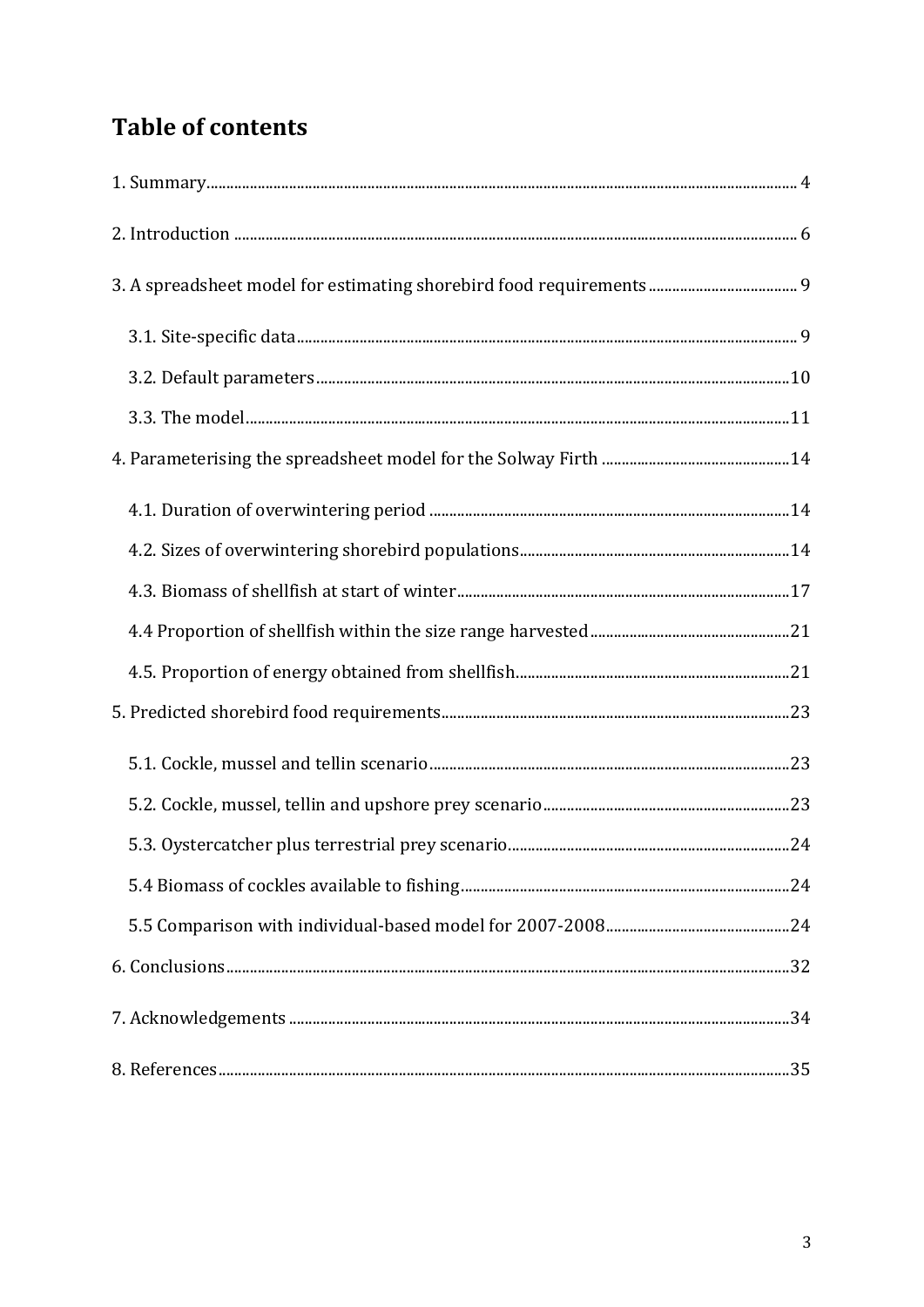# Table of contents

1. Summary.......................................................................................................................................... 4

2. Introduction .................................................................................................................................. 6

3. A spreadsheet model for estimating shorebird food requirements ...................................... 9

   3.1. Site-specific data.................................................................................................................. 9

   3.2. Default parameters.............................................................................................................10

   3.3. The model..............................................................................................................................11

4. Parameterising the spreadsheet model for the Solway Firth ...............................................14

   4.1. Duration of overwintering period ....................................................................................14

   4.2. Sizes of overwintering shorebird populations...............................................................14

   4.3. Biomass of shellfish at start of winter..............................................................................17

   4.4 Proportion of shellfish within the size range harvested.................................................21

   4.5. Proportion of energy obtained from shellfish.................................................................21

5. Predicted shorebird food requirements....................................................................................23

   5.1. Cockle, mussel and tellin scenario.....................................................................................23

   5.2. Cockle, mussel, tellin and upshore prey scenario............................................................23

   5.3. Oystercatcher plus terrestrial prey scenario....................................................................24

   5.4 Biomass of cockles available to fishing...............................................................................24

   5.5 Comparison with individual-based model for 2007-2008.............................................24

6. Conclusions.......................................................................................................................................32

7. Acknowledgements ........................................................................................................................34

8. References........................................................................................................................................35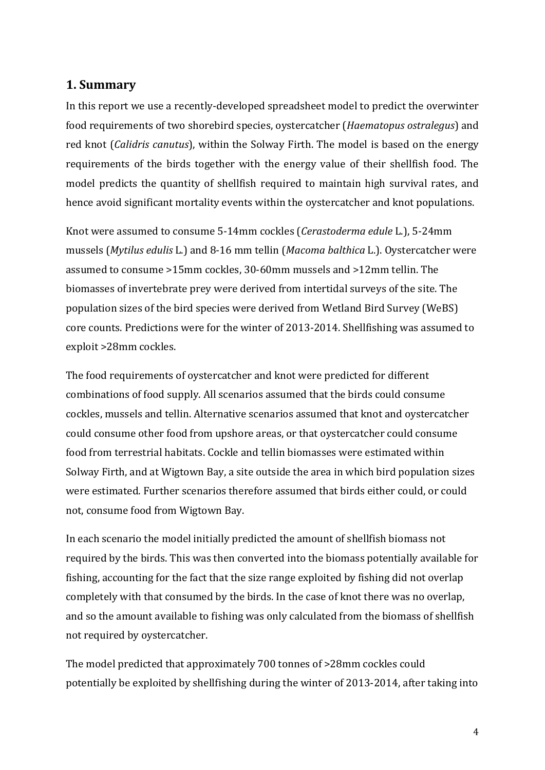## 1. Summary

In this report we use a recently-developed spreadsheet model to predict the overwinter food requirements of two shorebird species, oystercatcher (*Haematopus ostralegus*) and red knot (*Calidris canutus*), within the Solway Firth. The model is based on the energy requirements of the birds together with the energy value of their shellfish food. The model predicts the quantity of shellfish required to maintain high survival rates, and hence avoid significant mortality events within the oystercatcher and knot populations.

Knot were assumed to consume 5-14mm cockles (*Cerastoderma edule* L.), 5-24mm mussels (*Mytilus edulis* L.) and 8-16 mm tellin (*Macoma balthica* L.). Oystercatcher were assumed to consume >15mm cockles, 30-60mm mussels and >12mm tellin. The biomasses of invertebrate prey were derived from intertidal surveys of the site. The population sizes of the bird species were derived from Wetland Bird Survey (WeBS) core counts. Predictions were for the winter of 2013-2014. Shellfishing was assumed to exploit >28mm cockles.

The food requirements of oystercatcher and knot were predicted for different combinations of food supply. All scenarios assumed that the birds could consume cockles, mussels and tellin. Alternative scenarios assumed that knot and oystercatcher could consume other food from upshore areas, or that oystercatcher could consume food from terrestrial habitats. Cockle and tellin biomasses were estimated within Solway Firth, and at Wigtown Bay, a site outside the area in which bird population sizes were estimated. Further scenarios therefore assumed that birds either could, or could not, consume food from Wigtown Bay.

In each scenario the model initially predicted the amount of shellfish biomass not required by the birds. This was then converted into the biomass potentially available for fishing, accounting for the fact that the size range exploited by fishing did not overlap completely with that consumed by the birds. In the case of knot there was no overlap, and so the amount available to fishing was only calculated from the biomass of shellfish not required by oystercatcher.

The model predicted that approximately 700 tonnes of >28mm cockles could potentially be exploited by shellfishing during the winter of 2013-2014, after taking into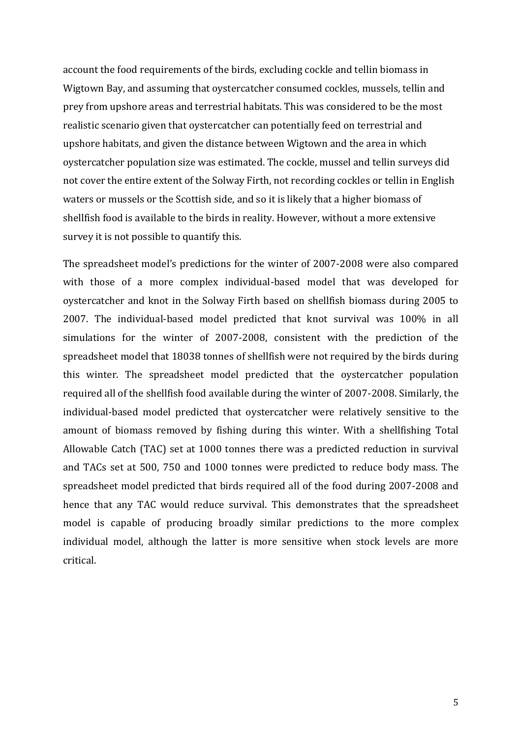account the food requirements of the birds, excluding cockle and tellin biomass in Wigtown Bay, and assuming that oystercatcher consumed cockles, mussels, tellin and prey from upshore areas and terrestrial habitats. This was considered to be the most realistic scenario given that oystercatcher can potentially feed on terrestrial and upshore habitats, and given the distance between Wigtown and the area in which oystercatcher population size was estimated. The cockle, mussel and tellin surveys did not cover the entire extent of the Solway Firth, not recording cockles or tellin in English waters or mussels or the Scottish side, and so it is likely that a higher biomass of shellfish food is available to the birds in reality. However, without a more extensive survey it is not possible to quantify this.

The spreadsheet model's predictions for the winter of 2007-2008 were also compared with those of a more complex individual-based model that was developed for oystercatcher and knot in the Solway Firth based on shellfish biomass during 2005 to 2007. The individual-based model predicted that knot survival was 100% in all simulations for the winter of 2007-2008, consistent with the prediction of the spreadsheet model that 18038 tonnes of shellfish were not required by the birds during this winter. The spreadsheet model predicted that the oystercatcher population required all of the shellfish food available during the winter of 2007-2008. Similarly, the individual-based model predicted that oystercatcher were relatively sensitive to the amount of biomass removed by fishing during this winter. With a shellfishing Total Allowable Catch (TAC) set at 1000 tonnes there was a predicted reduction in survival and TACs set at 500, 750 and 1000 tonnes were predicted to reduce body mass. The spreadsheet model predicted that birds required all of the food during 2007-2008 and hence that any TAC would reduce survival. This demonstrates that the spreadsheet model is capable of producing broadly similar predictions to the more complex individual model, although the latter is more sensitive when stock levels are more critical.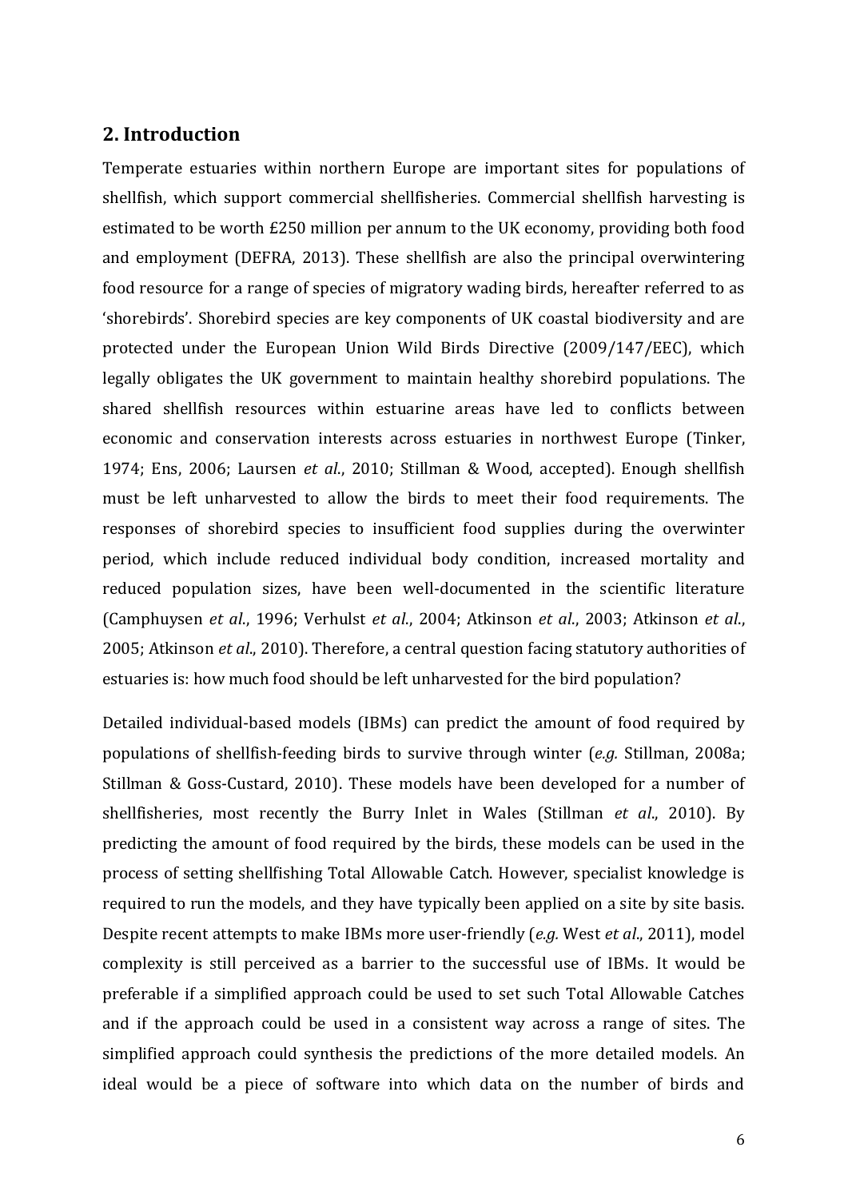## 2. Introduction

Temperate estuaries within northern Europe are important sites for populations of shellfish, which support commercial shellfisheries. Commercial shellfish harvesting is estimated to be worth £250 million per annum to the UK economy, providing both food and employment (DEFRA, 2013). These shellfish are also the principal overwintering food resource for a range of species of migratory wading birds, hereafter referred to as 'shorebirds'. Shorebird species are key components of UK coastal biodiversity and are protected under the European Union Wild Birds Directive (2009/147/EEC), which legally obligates the UK government to maintain healthy shorebird populations. The shared shellfish resources within estuarine areas have led to conflicts between economic and conservation interests across estuaries in northwest Europe (Tinker, 1974; Ens, 2006; Laursen *et al*., 2010; Stillman & Wood, accepted). Enough shellfish must be left unharvested to allow the birds to meet their food requirements. The responses of shorebird species to insufficient food supplies during the overwinter period, which include reduced individual body condition, increased mortality and reduced population sizes, have been well-documented in the scientific literature (Camphuysen *et al*., 1996; Verhulst *et al*., 2004; Atkinson *et al*., 2003; Atkinson *et al*., 2005; Atkinson *et al*., 2010). Therefore, a central question facing statutory authorities of estuaries is: how much food should be left unharvested for the bird population?

Detailed individual-based models (IBMs) can predict the amount of food required by populations of shellfish-feeding birds to survive through winter (*e.g.* Stillman, 2008a; Stillman & Goss-Custard, 2010). These models have been developed for a number of shellfisheries, most recently the Burry Inlet in Wales (Stillman *et al*., 2010). By predicting the amount of food required by the birds, these models can be used in the process of setting shellfishing Total Allowable Catch. However, specialist knowledge is required to run the models, and they have typically been applied on a site by site basis. Despite recent attempts to make IBMs more user-friendly (*e.g.* West *et al*., 2011), model complexity is still perceived as a barrier to the successful use of IBMs. It would be preferable if a simplified approach could be used to set such Total Allowable Catches and if the approach could be used in a consistent way across a range of sites. The simplified approach could synthesis the predictions of the more detailed models. An ideal would be a piece of software into which data on the number of birds and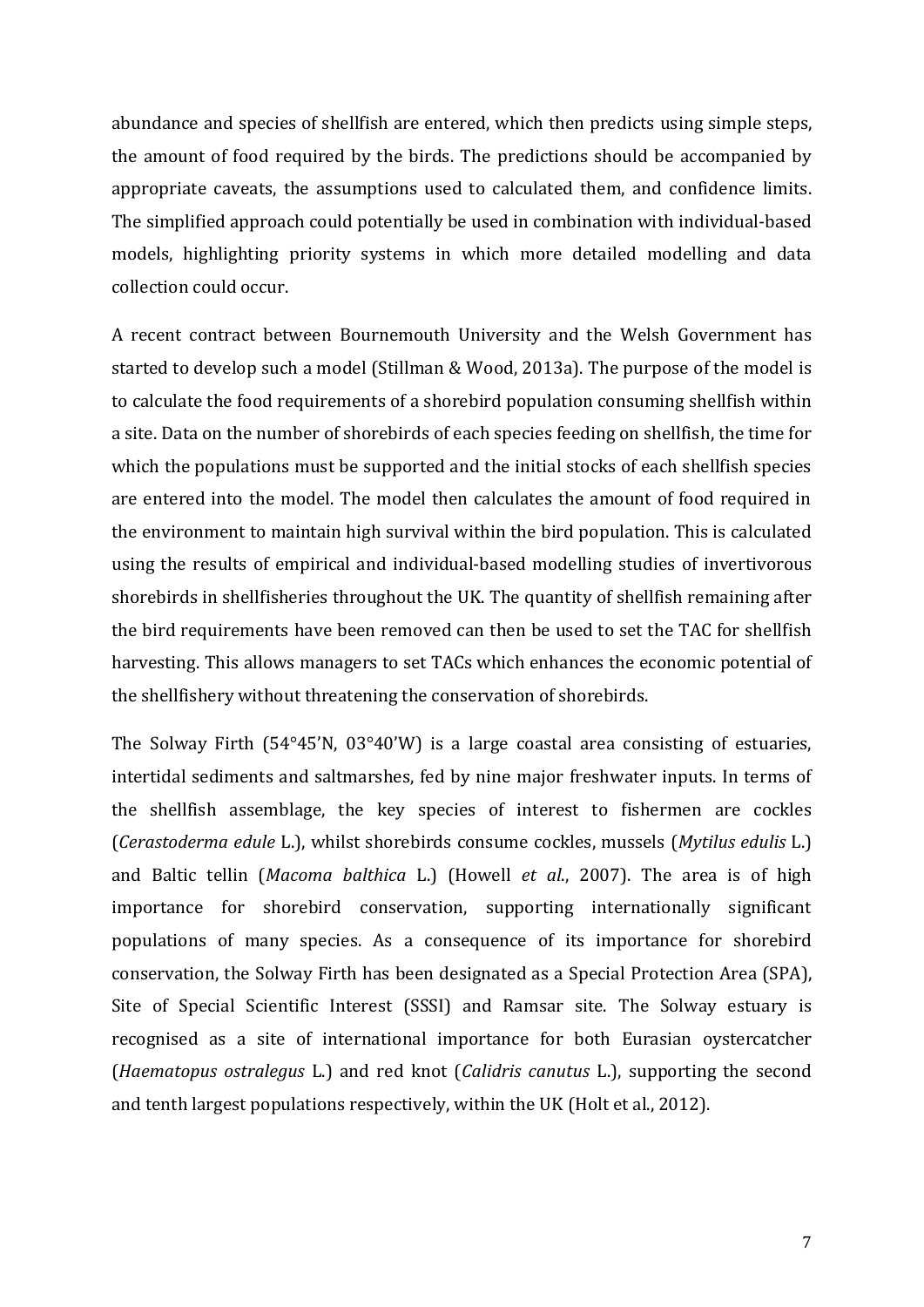abundance and species of shellfish are entered, which then predicts using simple steps, the amount of food required by the birds. The predictions should be accompanied by appropriate caveats, the assumptions used to calculated them, and confidence limits. The simplified approach could potentially be used in combination with individual-based models, highlighting priority systems in which more detailed modelling and data collection could occur.

A recent contract between Bournemouth University and the Welsh Government has started to develop such a model (Stillman & Wood, 2013a). The purpose of the model is to calculate the food requirements of a shorebird population consuming shellfish within a site. Data on the number of shorebirds of each species feeding on shellfish, the time for which the populations must be supported and the initial stocks of each shellfish species are entered into the model. The model then calculates the amount of food required in the environment to maintain high survival within the bird population. This is calculated using the results of empirical and individual-based modelling studies of invertivorous shorebirds in shellfisheries throughout the UK. The quantity of shellfish remaining after the bird requirements have been removed can then be used to set the TAC for shellfish harvesting. This allows managers to set TACs which enhances the economic potential of the shellfishery without threatening the conservation of shorebirds.

The Solway Firth (54°45'N, 03°40'W) is a large coastal area consisting of estuaries, intertidal sediments and saltmarshes, fed by nine major freshwater inputs. In terms of the shellfish assemblage, the key species of interest to fishermen are cockles (*Cerastoderma edule* L.), whilst shorebirds consume cockles, mussels (*Mytilus edulis* L.) and Baltic tellin (*Macoma balthica* L.) (Howell *et al.*, 2007). The area is of high importance for shorebird conservation, supporting internationally significant populations of many species. As a consequence of its importance for shorebird conservation, the Solway Firth has been designated as a Special Protection Area (SPA), Site of Special Scientific Interest (SSSI) and Ramsar site. The Solway estuary is recognised as a site of international importance for both Eurasian oystercatcher (*Haematopus ostralegus* L.) and red knot (*Calidris canutus* L.), supporting the second and tenth largest populations respectively, within the UK (Holt et al., 2012).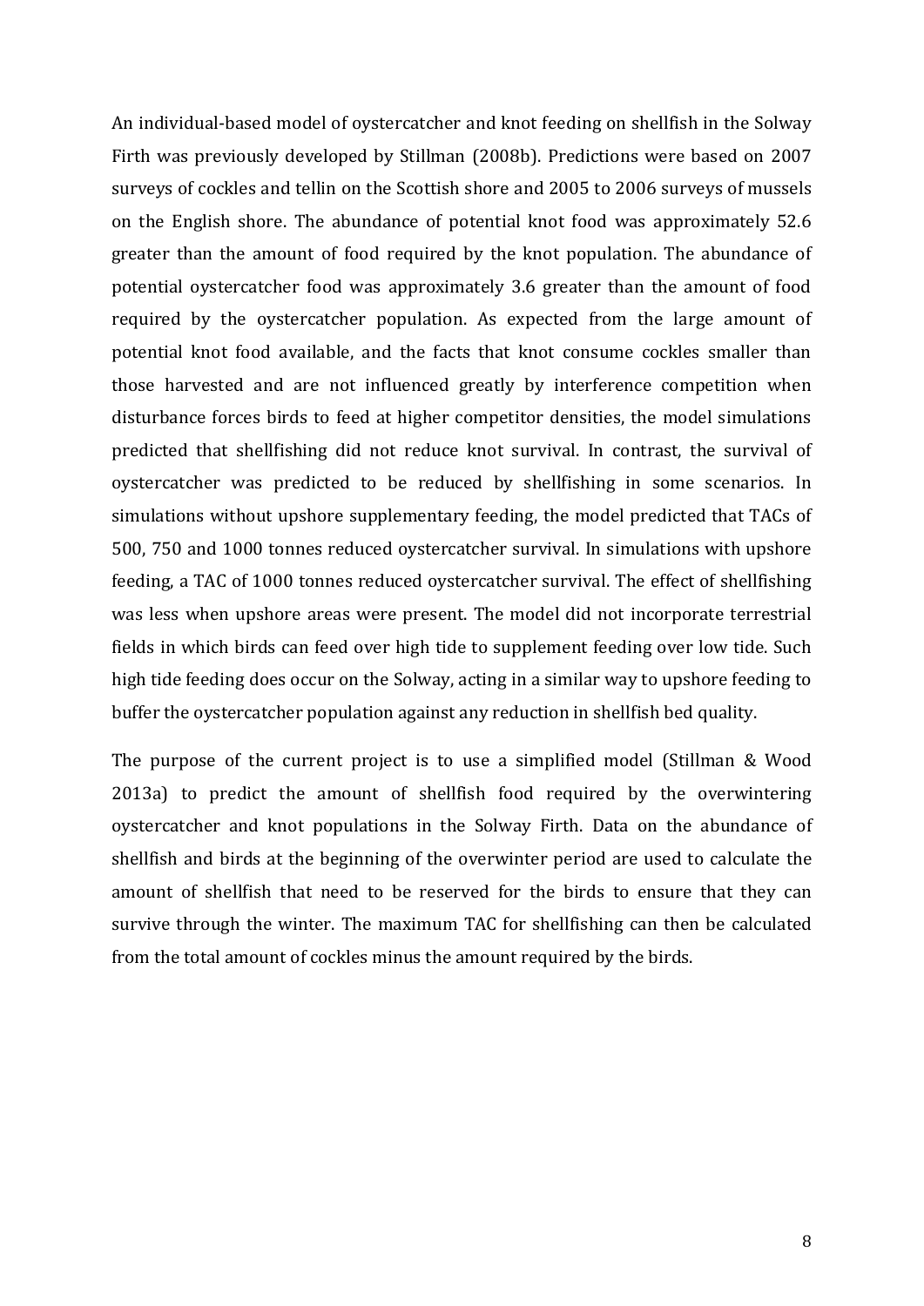An individual-based model of oystercatcher and knot feeding on shellfish in the Solway Firth was previously developed by Stillman (2008b). Predictions were based on 2007 surveys of cockles and tellin on the Scottish shore and 2005 to 2006 surveys of mussels on the English shore. The abundance of potential knot food was approximately 52.6 greater than the amount of food required by the knot population. The abundance of potential oystercatcher food was approximately 3.6 greater than the amount of food required by the oystercatcher population. As expected from the large amount of potential knot food available, and the facts that knot consume cockles smaller than those harvested and are not influenced greatly by interference competition when disturbance forces birds to feed at higher competitor densities, the model simulations predicted that shellfishing did not reduce knot survival. In contrast, the survival of oystercatcher was predicted to be reduced by shellfishing in some scenarios. In simulations without upshore supplementary feeding, the model predicted that TACs of 500, 750 and 1000 tonnes reduced oystercatcher survival. In simulations with upshore feeding, a TAC of 1000 tonnes reduced oystercatcher survival. The effect of shellfishing was less when upshore areas were present. The model did not incorporate terrestrial fields in which birds can feed over high tide to supplement feeding over low tide. Such high tide feeding does occur on the Solway, acting in a similar way to upshore feeding to buffer the oystercatcher population against any reduction in shellfish bed quality.

The purpose of the current project is to use a simplified model (Stillman & Wood 2013a) to predict the amount of shellfish food required by the overwintering oystercatcher and knot populations in the Solway Firth. Data on the abundance of shellfish and birds at the beginning of the overwinter period are used to calculate the amount of shellfish that need to be reserved for the birds to ensure that they can survive through the winter. The maximum TAC for shellfishing can then be calculated from the total amount of cockles minus the amount required by the birds.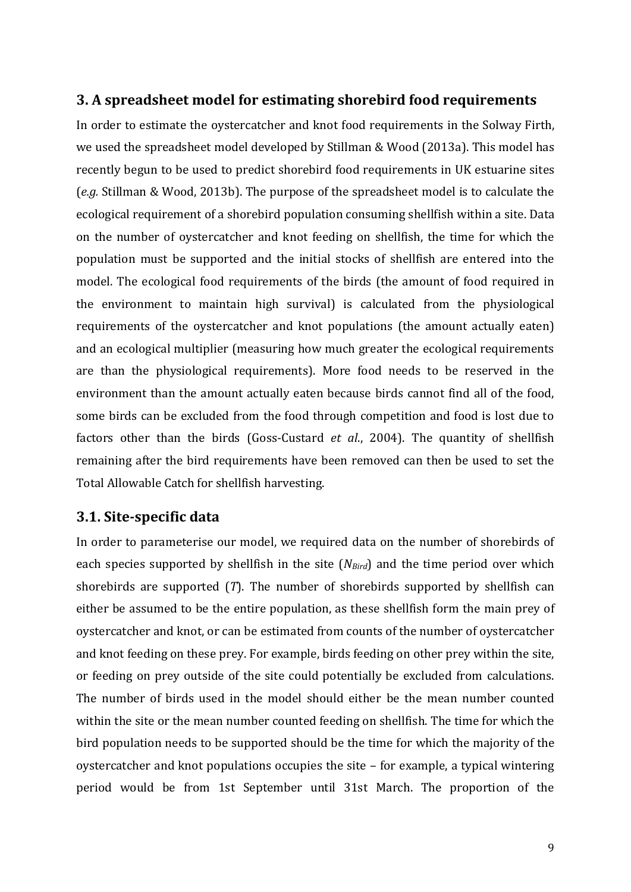## 3. A spreadsheet model for estimating shorebird food requirements

In order to estimate the oystercatcher and knot food requirements in the Solway Firth, we used the spreadsheet model developed by Stillman & Wood (2013a). This model has recently begun to be used to predict shorebird food requirements in UK estuarine sites (*e.g.* Stillman & Wood, 2013b). The purpose of the spreadsheet model is to calculate the ecological requirement of a shorebird population consuming shellfish within a site. Data on the number of oystercatcher and knot feeding on shellfish, the time for which the population must be supported and the initial stocks of shellfish are entered into the model. The ecological food requirements of the birds (the amount of food required in the environment to maintain high survival) is calculated from the physiological requirements of the oystercatcher and knot populations (the amount actually eaten) and an ecological multiplier (measuring how much greater the ecological requirements are than the physiological requirements). More food needs to be reserved in the environment than the amount actually eaten because birds cannot find all of the food, some birds can be excluded from the food through competition and food is lost due to factors other than the birds (Goss-Custard *et al*., 2004). The quantity of shellfish remaining after the bird requirements have been removed can then be used to set the Total Allowable Catch for shellfish harvesting.

### 3.1. Site-specific data

In order to parameterise our model, we required data on the number of shorebirds of each species supported by shellfish in the site ($N_{Bird}$) and the time period over which shorebirds are supported ($T$). The number of shorebirds supported by shellfish can either be assumed to be the entire population, as these shellfish form the main prey of oystercatcher and knot, or can be estimated from counts of the number of oystercatcher and knot feeding on these prey. For example, birds feeding on other prey within the site, or feeding on prey outside of the site could potentially be excluded from calculations. The number of birds used in the model should either be the mean number counted within the site or the mean number counted feeding on shellfish. The time for which the bird population needs to be supported should be the time for which the majority of the oystercatcher and knot populations occupies the site – for example, a typical wintering period would be from 1st September until 31st March. The proportion of the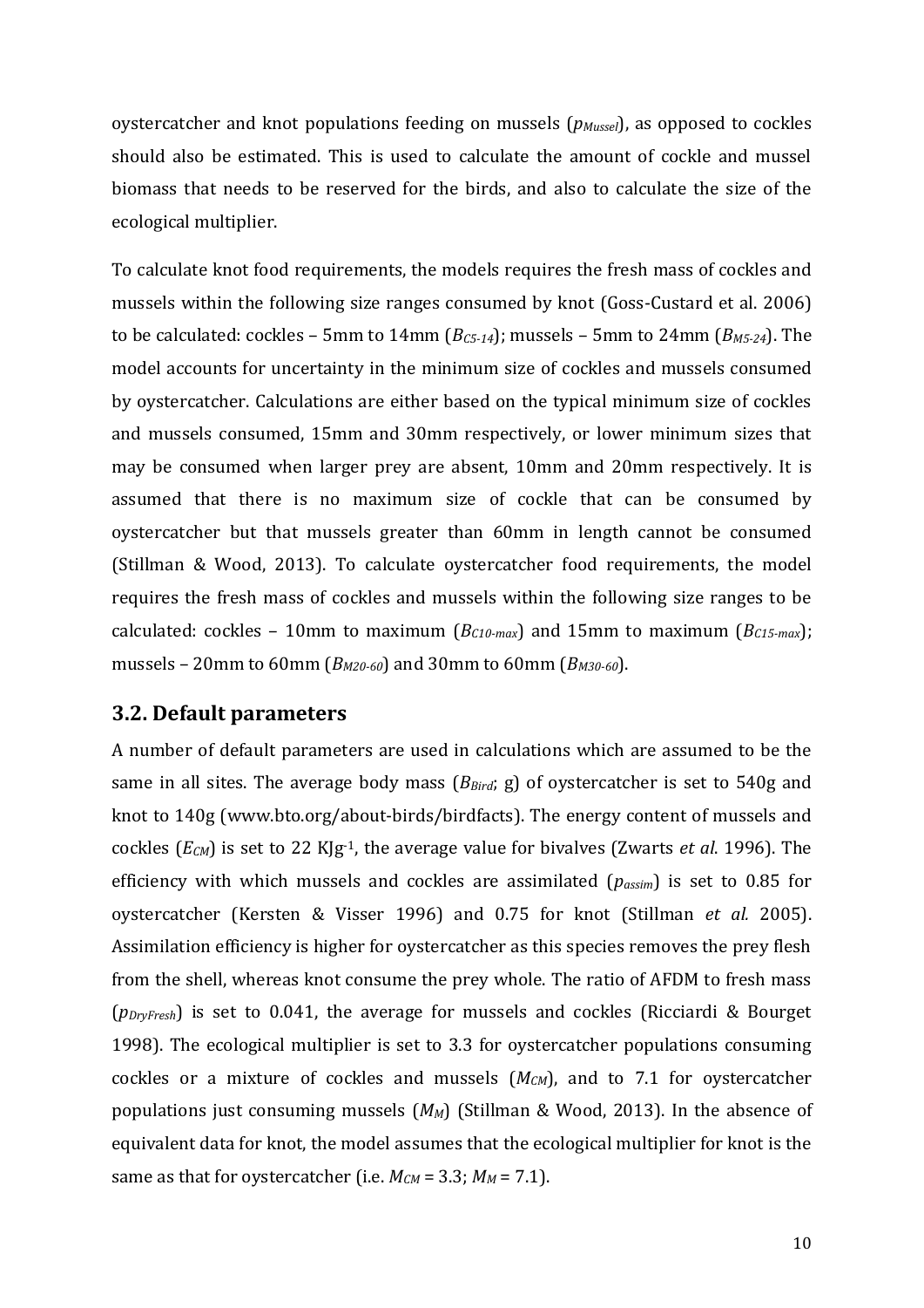oystercatcher and knot populations feeding on mussels ($p_{Mussel}$), as opposed to cockles should also be estimated. This is used to calculate the amount of cockle and mussel biomass that needs to be reserved for the birds, and also to calculate the size of the ecological multiplier.

To calculate knot food requirements, the models requires the fresh mass of cockles and mussels within the following size ranges consumed by knot (Goss-Custard et al. 2006) to be calculated: cockles – 5mm to 14mm ($B_{C5\text{-}14}$); mussels – 5mm to 24mm ($B_{M5\text{-}24}$). The model accounts for uncertainty in the minimum size of cockles and mussels consumed by oystercatcher. Calculations are either based on the typical minimum size of cockles and mussels consumed, 15mm and 30mm respectively, or lower minimum sizes that may be consumed when larger prey are absent, 10mm and 20mm respectively. It is assumed that there is no maximum size of cockle that can be consumed by oystercatcher but that mussels greater than 60mm in length cannot be consumed (Stillman & Wood, 2013). To calculate oystercatcher food requirements, the model requires the fresh mass of cockles and mussels within the following size ranges to be calculated: cockles – 10mm to maximum ($B_{C10\text{-}max}$) and 15mm to maximum ($B_{C15\text{-}max}$); mussels – 20mm to 60mm ($B_{M20\text{-}60}$) and 30mm to 60mm ($B_{M30\text{-}60}$).

## 3.2. Default parameters

A number of default parameters are used in calculations which are assumed to be the same in all sites. The average body mass ($B_{Bird}$; g) of oystercatcher is set to 540g and knot to 140g (www.bto.org/about-birds/birdfacts). The energy content of mussels and cockles ($E_{CM}$) is set to 22 $KJg^{-1}$, the average value for bivalves (Zwarts *et al*. 1996). The efficiency with which mussels and cockles are assimilated ($p_{assim}$) is set to 0.85 for oystercatcher (Kersten & Visser 1996) and 0.75 for knot (Stillman *et al.* 2005). Assimilation efficiency is higher for oystercatcher as this species removes the prey flesh from the shell, whereas knot consume the prey whole. The ratio of AFDM to fresh mass ($p_{DryFresh}$) is set to 0.041, the average for mussels and cockles (Ricciardi & Bourget 1998). The ecological multiplier is set to 3.3 for oystercatcher populations consuming cockles or a mixture of cockles and mussels ($M_{CM}$), and to 7.1 for oystercatcher populations just consuming mussels ($M_M$) (Stillman & Wood, 2013). In the absence of equivalent data for knot, the model assumes that the ecological multiplier for knot is the same as that for oystercatcher (i.e. $M_{CM}$ = 3.3; $M_M$ = 7.1).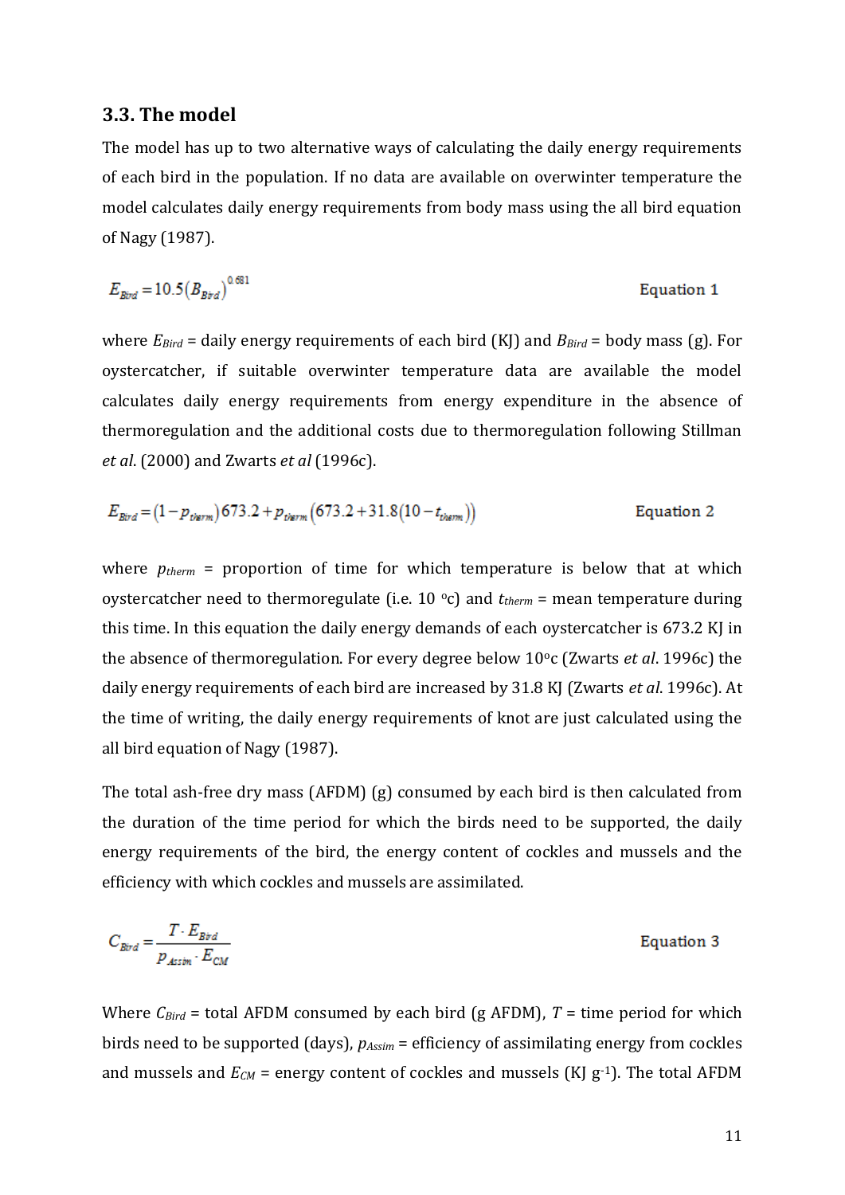### 3.3. The model

The model has up to two alternative ways of calculating the daily energy requirements of each bird in the population. If no data are available on overwinter temperature the model calculates daily energy requirements from body mass using the all bird equation of Nagy (1987).

$$E_{Bird} = 10.5\left(B_{Bird}\right)^{0.681} \qquad \text{Equation 1}$$

where $E_{Bird}$ = daily energy requirements of each bird (KJ) and $B_{Bird}$ = body mass (g). For oystercatcher, if suitable overwinter temperature data are available the model calculates daily energy requirements from energy expenditure in the absence of thermoregulation and the additional costs due to thermoregulation following Stillman *et al*. (2000) and Zwarts *et al* (1996c).

$$E_{Bird} = \left(1 - p_{therm}\right)673.2 + p_{therm}\left(673.2 + 31.8\left(10 - t_{therm}\right)\right) \qquad \text{Equation 2}$$

where $p_{therm}$ = proportion of time for which temperature is below that at which oystercatcher need to thermoregulate (i.e. 10 $^{o}$c) and $t_{therm}$ = mean temperature during this time. In this equation the daily energy demands of each oystercatcher is 673.2 KJ in the absence of thermoregulation. For every degree below 10$^{o}$c (Zwarts *et al*. 1996c) the daily energy requirements of each bird are increased by 31.8 KJ (Zwarts *et al*. 1996c). At the time of writing, the daily energy requirements of knot are just calculated using the all bird equation of Nagy (1987).

The total ash-free dry mass (AFDM) (g) consumed by each bird is then calculated from the duration of the time period for which the birds need to be supported, the daily energy requirements of the bird, the energy content of cockles and mussels and the efficiency with which cockles and mussels are assimilated.

$$C_{Bird} = \frac{T \cdot E_{Bird}}{p_{Assim} \cdot E_{CM}} \qquad \text{Equation 3}$$

Where $C_{Bird}$ = total AFDM consumed by each bird (g AFDM), $T$ = time period for which birds need to be supported (days), $p_{Assim}$ = efficiency of assimilating energy from cockles and mussels and $E_{CM}$ = energy content of cockles and mussels (KJ g$^{-1}$). The total AFDM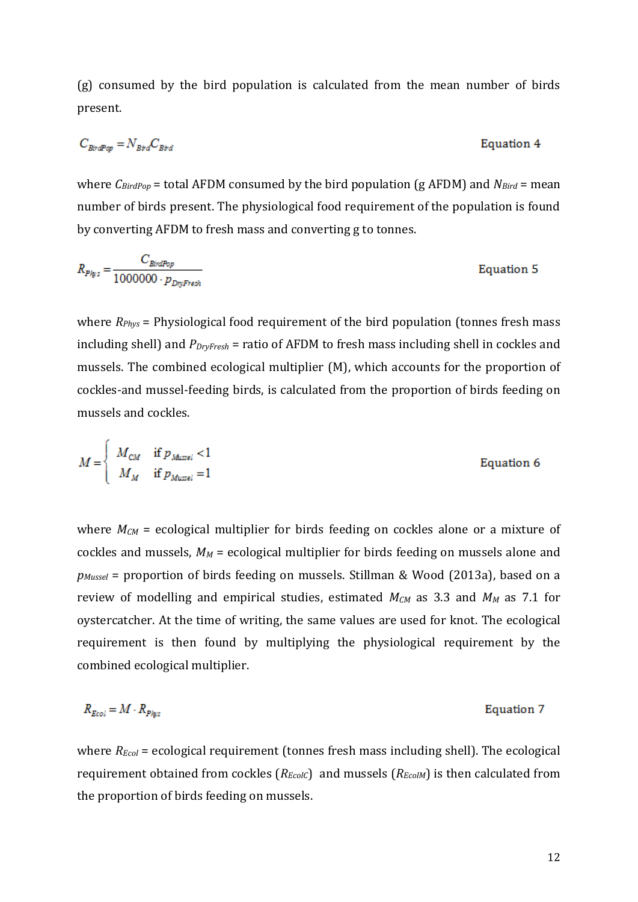(g) consumed by the bird population is calculated from the mean number of birds present.

$$C_{BirdPop} = N_{Bird} C_{Bird} \qquad \text{Equation 4}$$

where $C_{BirdPop}$ = total AFDM consumed by the bird population (g AFDM) and $N_{Bird}$ = mean number of birds present. The physiological food requirement of the population is found by converting AFDM to fresh mass and converting g to tonnes.

$$R_{Phys} = \frac{C_{BirdPop}}{1000000 \cdot p_{DryFresh}} \qquad \text{Equation 5}$$

where $R_{Phys}$ = Physiological food requirement of the bird population (tonnes fresh mass including shell) and $P_{DryFresh}$ = ratio of AFDM to fresh mass including shell in cockles and mussels. The combined ecological multiplier (M), which accounts for the proportion of cockles-and mussel-feeding birds, is calculated from the proportion of birds feeding on mussels and cockles.

$$M = \begin{cases} M_{CM} & \text{if } p_{Mussel} < 1 \\ M_{M} & \text{if } p_{Mussel} = 1 \end{cases} \qquad \text{Equation 6}$$

where $M_{CM}$ = ecological multiplier for birds feeding on cockles alone or a mixture of cockles and mussels, $M_M$ = ecological multiplier for birds feeding on mussels alone and $p_{Mussel}$ = proportion of birds feeding on mussels. Stillman & Wood (2013a), based on a review of modelling and empirical studies, estimated $M_{CM}$ as 3.3 and $M_M$ as 7.1 for oystercatcher. At the time of writing, the same values are used for knot. The ecological requirement is then found by multiplying the physiological requirement by the combined ecological multiplier.

$$R_{Ecol} = M \cdot R_{Phys} \qquad \text{Equation 7}$$

where $R_{Ecol}$ = ecological requirement (tonnes fresh mass including shell). The ecological requirement obtained from cockles ($R_{EcolC}$) and mussels ($R_{EcolM}$) is then calculated from the proportion of birds feeding on mussels.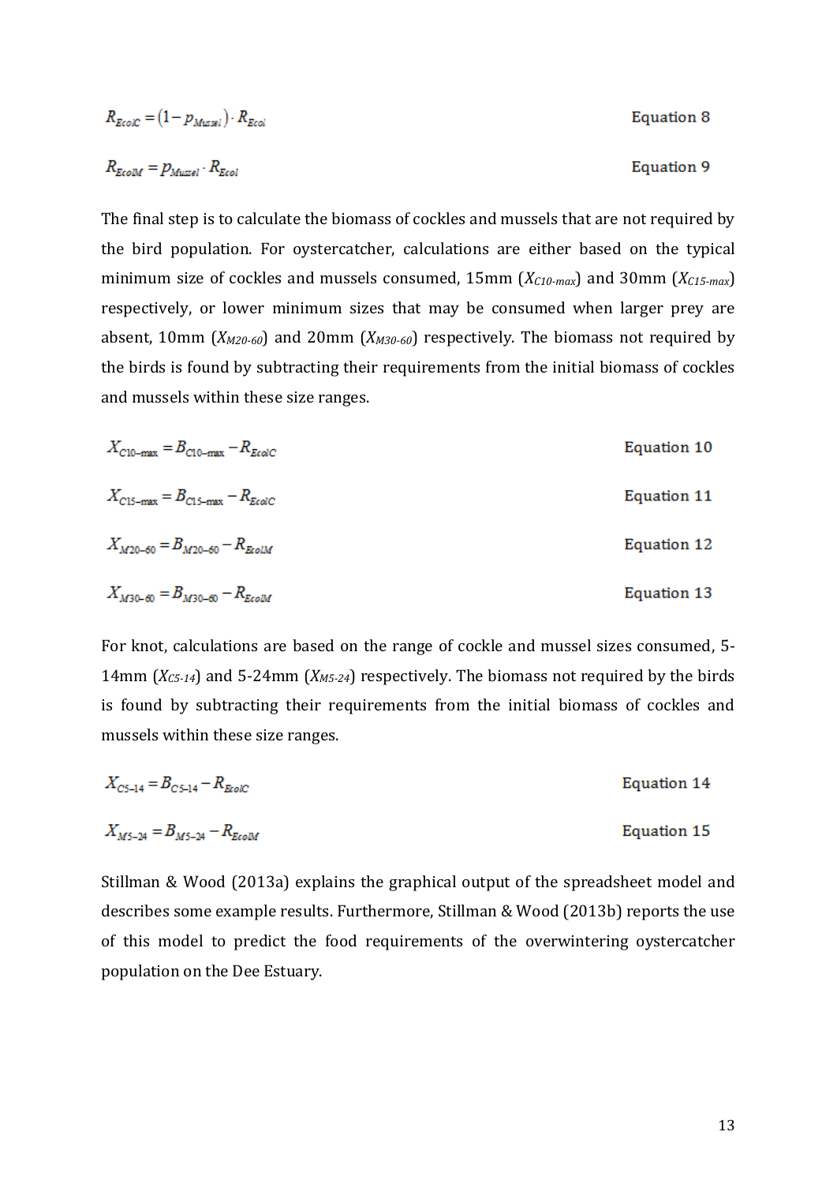$$R_{EcolC} = (1 - p_{Mussel}) \cdot R_{Ecol} \qquad \text{Equation 8}$$

$$R_{EcolM} = p_{Mussel} \cdot R_{Ecol} \qquad \text{Equation 9}$$

The final step is to calculate the biomass of cockles and mussels that are not required by the bird population. For oystercatcher, calculations are either based on the typical minimum size of cockles and mussels consumed, 15mm ($X_{C10\text{-}max}$) and 30mm ($X_{C15\text{-}max}$) respectively, or lower minimum sizes that may be consumed when larger prey are absent, 10mm ($X_{M20\text{-}60}$) and 20mm ($X_{M30\text{-}60}$) respectively. The biomass not required by the birds is found by subtracting their requirements from the initial biomass of cockles and mussels within these size ranges.

$$X_{C10-max} = B_{C10-max} - R_{EcolC} \qquad \text{Equation 10}$$

$$X_{C15-max} = B_{C15-max} - R_{EcolC} \qquad \text{Equation 11}$$

$$X_{M20-60} = B_{M20-60} - R_{EcolM} \qquad \text{Equation 12}$$

$$X_{M30-60} = B_{M30-60} - R_{EcolM} \qquad \text{Equation 13}$$

For knot, calculations are based on the range of cockle and mussel sizes consumed, 5-14mm ($X_{C5\text{-}14}$) and 5-24mm ($X_{M5\text{-}24}$) respectively. The biomass not required by the birds is found by subtracting their requirements from the initial biomass of cockles and mussels within these size ranges.

$$X_{C5-14} = B_{C5-14} - R_{EcolC} \qquad \text{Equation 14}$$

$$X_{M5-24} = B_{M5-24} - R_{EcolM} \qquad \text{Equation 15}$$

Stillman & Wood (2013a) explains the graphical output of the spreadsheet model and describes some example results. Furthermore, Stillman & Wood (2013b) reports the use of this model to predict the food requirements of the overwintering oystercatcher population on the Dee Estuary.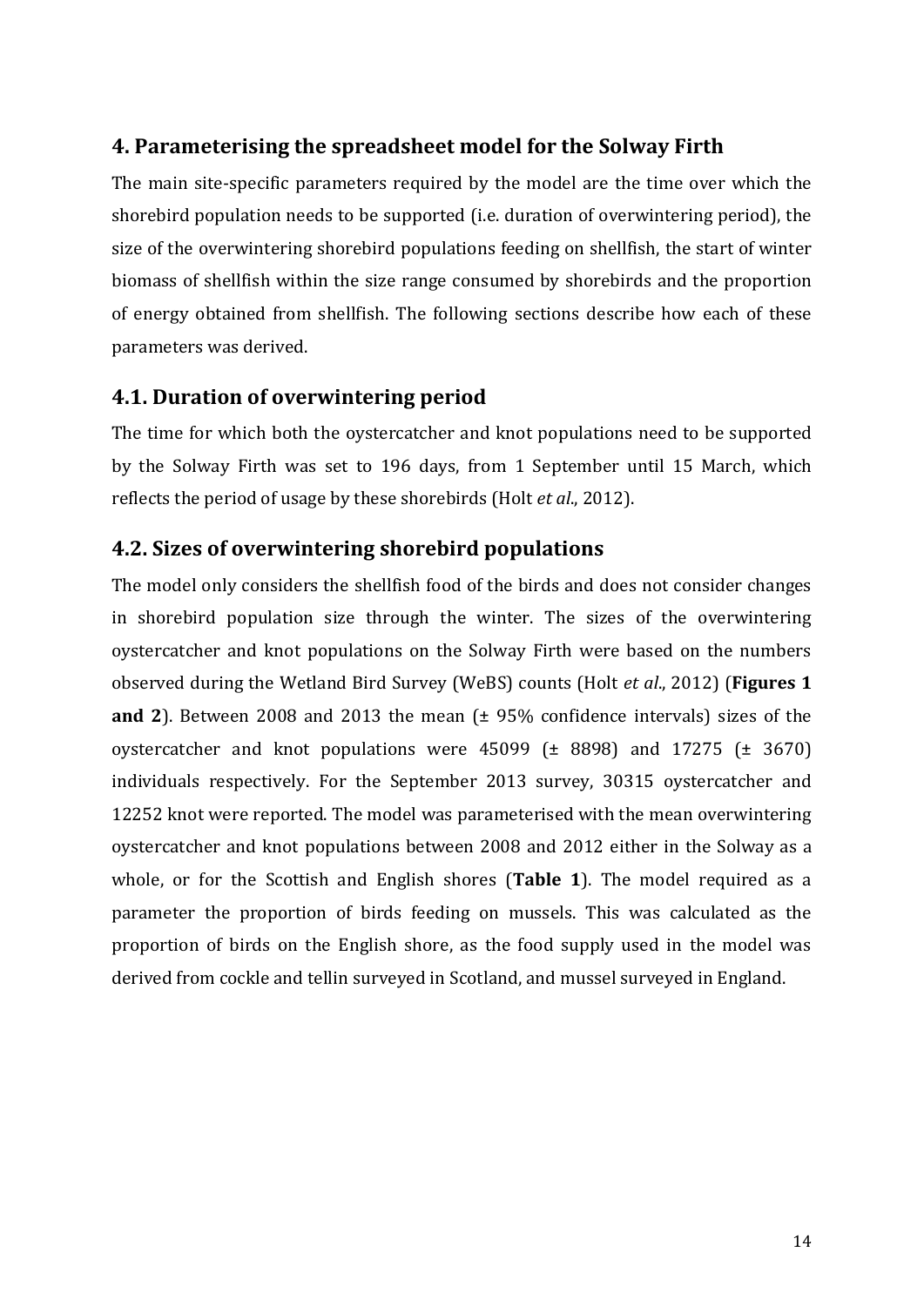## 4. Parameterising the spreadsheet model for the Solway Firth

The main site-specific parameters required by the model are the time over which the shorebird population needs to be supported (i.e. duration of overwintering period), the size of the overwintering shorebird populations feeding on shellfish, the start of winter biomass of shellfish within the size range consumed by shorebirds and the proportion of energy obtained from shellfish. The following sections describe how each of these parameters was derived.

### 4.1. Duration of overwintering period

The time for which both the oystercatcher and knot populations need to be supported by the Solway Firth was set to 196 days, from 1 September until 15 March, which reflects the period of usage by these shorebirds (Holt *et al*., 2012).

### 4.2. Sizes of overwintering shorebird populations

The model only considers the shellfish food of the birds and does not consider changes in shorebird population size through the winter. The sizes of the overwintering oystercatcher and knot populations on the Solway Firth were based on the numbers observed during the Wetland Bird Survey (WeBS) counts (Holt *et al*., 2012) (**Figures 1 and 2**). Between 2008 and 2013 the mean (± 95% confidence intervals) sizes of the oystercatcher and knot populations were 45099 (± 8898) and 17275 (± 3670) individuals respectively. For the September 2013 survey, 30315 oystercatcher and 12252 knot were reported. The model was parameterised with the mean overwintering oystercatcher and knot populations between 2008 and 2012 either in the Solway as a whole, or for the Scottish and English shores (**Table 1**). The model required as a parameter the proportion of birds feeding on mussels. This was calculated as the proportion of birds on the English shore, as the food supply used in the model was derived from cockle and tellin surveyed in Scotland, and mussel surveyed in England.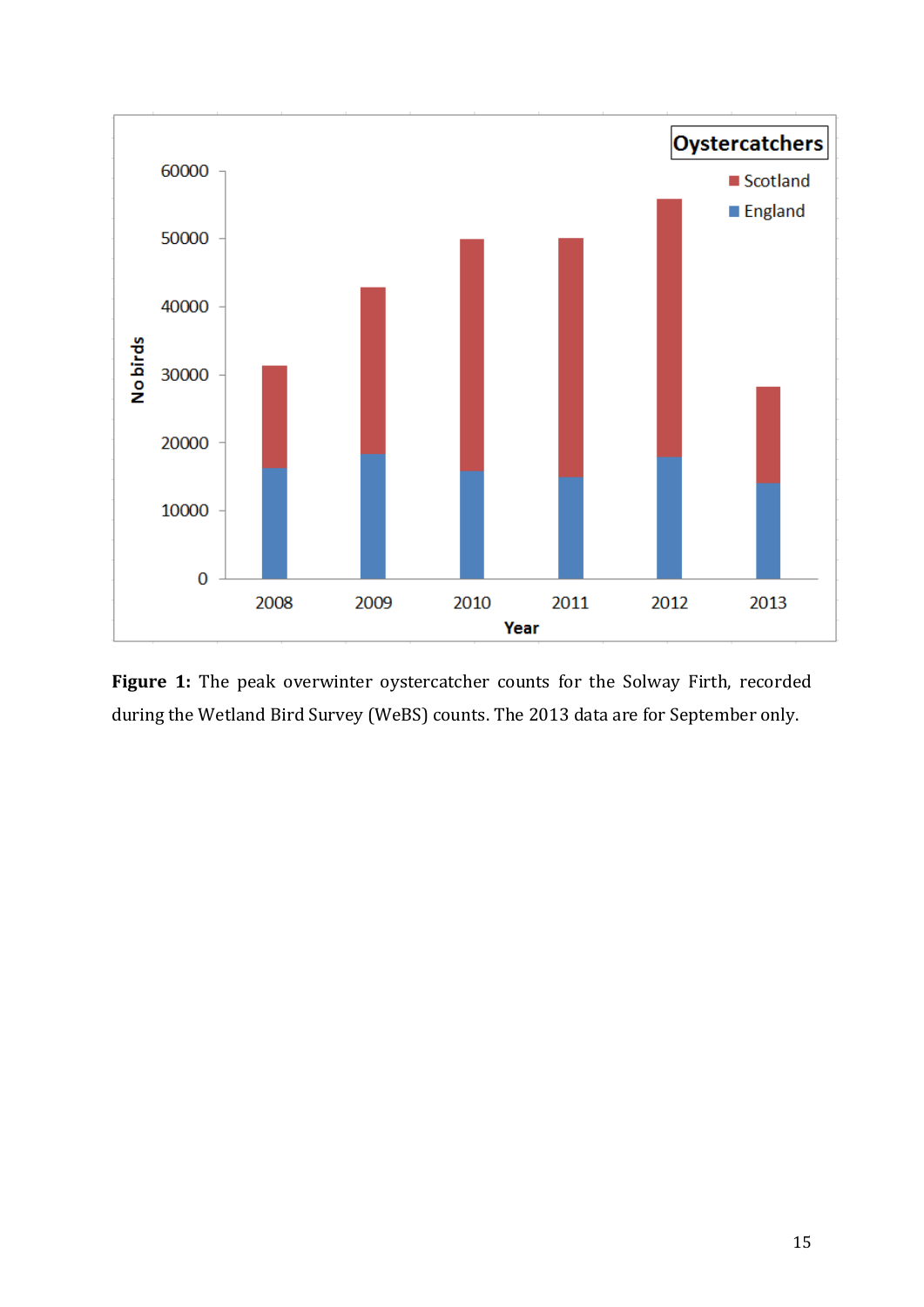**Figure 1:** The peak overwinter oystercatcher counts for the Solway Firth, recorded during the Wetland Bird Survey (WeBS) counts. The 2013 data are for September only.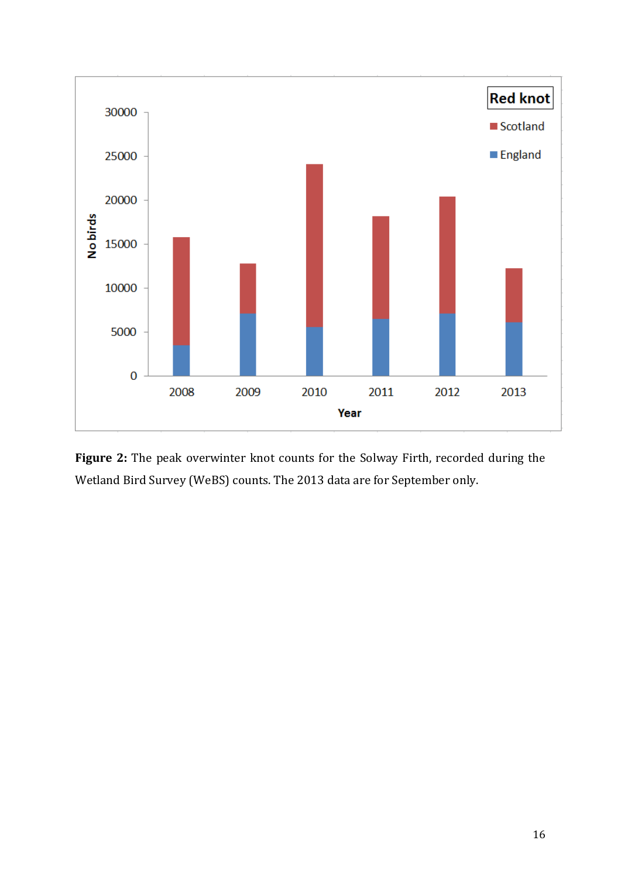**Figure 2:** The peak overwinter knot counts for the Solway Firth, recorded during the Wetland Bird Survey (WeBS) counts. The 2013 data are for September only.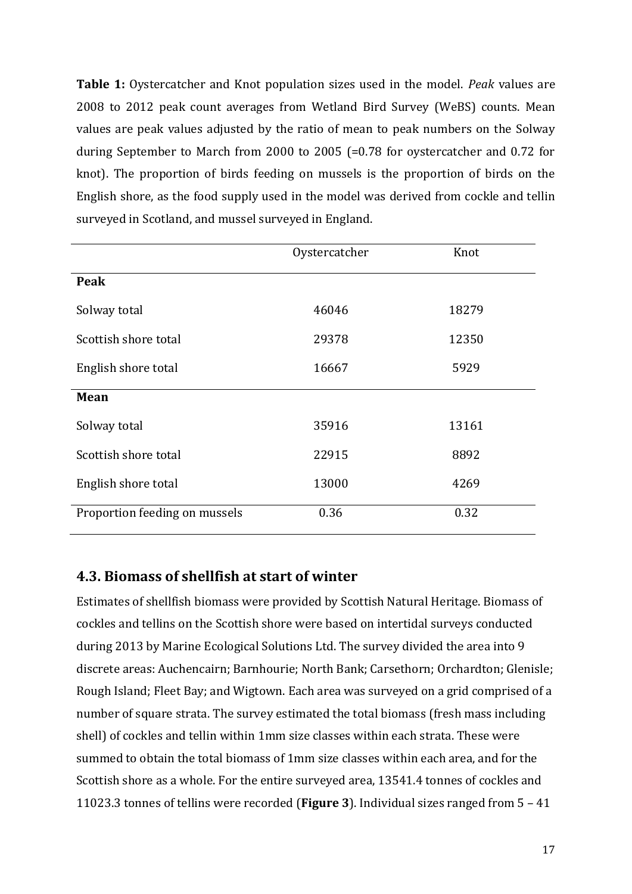**Table 1:** Oystercatcher and Knot population sizes used in the model. *Peak* values are 2008 to 2012 peak count averages from Wetland Bird Survey (WeBS) counts. Mean values are peak values adjusted by the ratio of mean to peak numbers on the Solway during September to March from 2000 to 2005 (=0.78 for oystercatcher and 0.72 for knot). The proportion of birds feeding on mussels is the proportion of birds on the English shore, as the food supply used in the model was derived from cockle and tellin surveyed in Scotland, and mussel surveyed in England.

| | Oystercatcher | Knot |
|---|---|---|
| **Peak** | | |
| Solway total | 46046 | 18279 |
| Scottish shore total | 29378 | 12350 |
| English shore total | 16667 | 5929 |
| **Mean** | | |
| Solway total | 35916 | 13161 |
| Scottish shore total | 22915 | 8892 |
| English shore total | 13000 | 4269 |
| Proportion feeding on mussels | 0.36 | 0.32 |

## 4.3. Biomass of shellfish at start of winter

Estimates of shellfish biomass were provided by Scottish Natural Heritage. Biomass of cockles and tellins on the Scottish shore were based on intertidal surveys conducted during 2013 by Marine Ecological Solutions Ltd. The survey divided the area into 9 discrete areas: Auchencairn; Barnhourie; North Bank; Carsethorn; Orchardton; Glenisle; Rough Island; Fleet Bay; and Wigtown. Each area was surveyed on a grid comprised of a number of square strata. The survey estimated the total biomass (fresh mass including shell) of cockles and tellin within 1mm size classes within each strata. These were summed to obtain the total biomass of 1mm size classes within each area, and for the Scottish shore as a whole. For the entire surveyed area, 13541.4 tonnes of cockles and 11023.3 tonnes of tellins were recorded (**Figure 3**). Individual sizes ranged from 5 – 41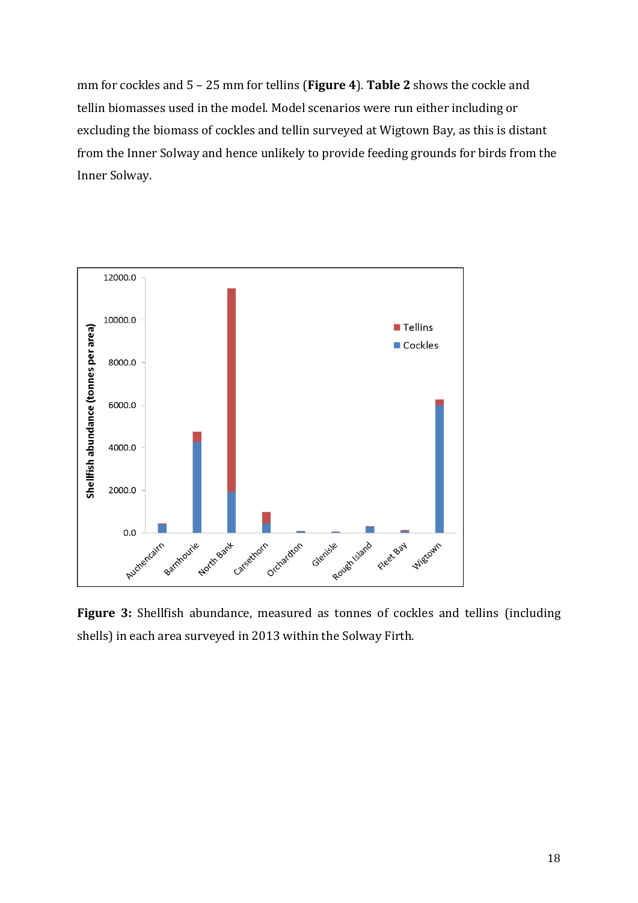mm for cockles and 5 – 25 mm for tellins (**Figure 4**). **Table 2** shows the cockle and tellin biomasses used in the model. Model scenarios were run either including or excluding the biomass of cockles and tellin surveyed at Wigtown Bay, as this is distant from the Inner Solway and hence unlikely to provide feeding grounds for birds from the Inner Solway.

**Figure 3:** Shellfish abundance, measured as tonnes of cockles and tellins (including shells) in each area surveyed in 2013 within the Solway Firth.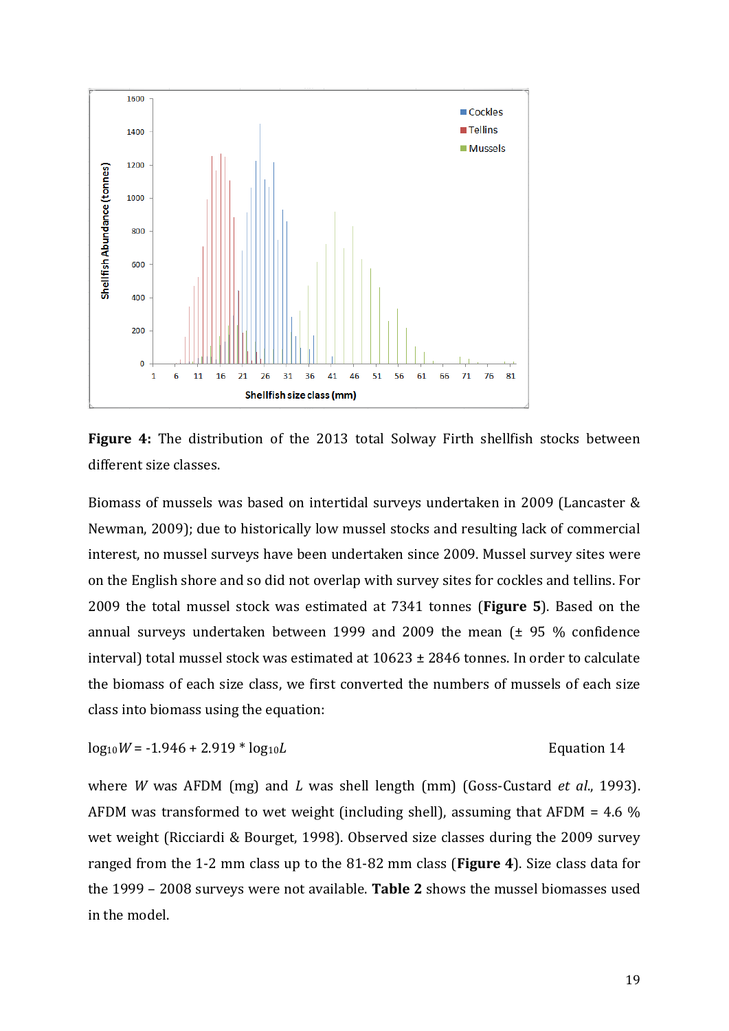**Figure 4:** The distribution of the 2013 total Solway Firth shellfish stocks between different size classes.

Biomass of mussels was based on intertidal surveys undertaken in 2009 (Lancaster & Newman, 2009); due to historically low mussel stocks and resulting lack of commercial interest, no mussel surveys have been undertaken since 2009. Mussel survey sites were on the English shore and so did not overlap with survey sites for cockles and tellins. For 2009 the total mussel stock was estimated at 7341 tonnes (**Figure 5**). Based on the annual surveys undertaken between 1999 and 2009 the mean (± 95 % confidence interval) total mussel stock was estimated at 10623 ± 2846 tonnes. In order to calculate the biomass of each size class, we first converted the numbers of mussels of each size class into biomass using the equation:

$$\log_{10} W = -1.946 + 2.919 * \log_{10} L \qquad \text{Equation 14}$$

where $W$ was AFDM (mg) and $L$ was shell length (mm) (Goss-Custard *et al.*, 1993). AFDM was transformed to wet weight (including shell), assuming that AFDM = 4.6 % wet weight (Ricciardi & Bourget, 1998). Observed size classes during the 2009 survey ranged from the 1-2 mm class up to the 81-82 mm class (**Figure 4**). Size class data for the 1999 – 2008 surveys were not available. **Table 2** shows the mussel biomasses used in the model.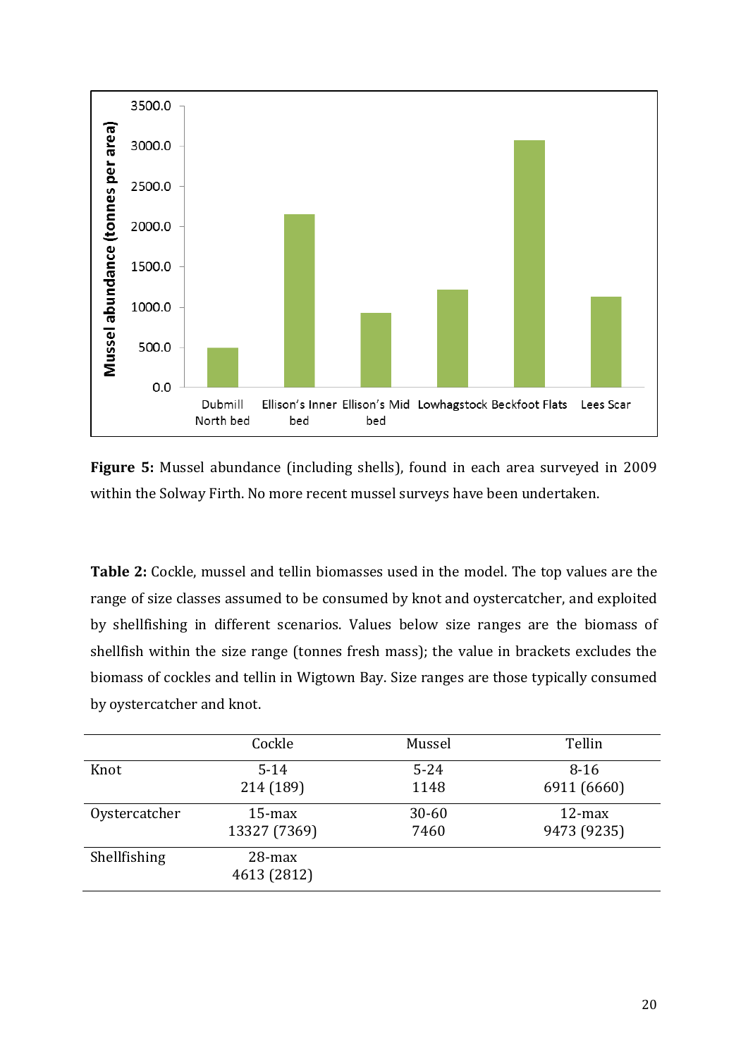**Figure 5:** Mussel abundance (including shells), found in each area surveyed in 2009 within the Solway Firth. No more recent mussel surveys have been undertaken.

**Table 2:** Cockle, mussel and tellin biomasses used in the model. The top values are the range of size classes assumed to be consumed by knot and oystercatcher, and exploited by shellfishing in different scenarios. Values below size ranges are the biomass of shellfish within the size range (tonnes fresh mass); the value in brackets excludes the biomass of cockles and tellin in Wigtown Bay. Size ranges are those typically consumed by oystercatcher and knot.

| | Cockle | Mussel | Tellin |
|---|---|---|---|
| Knot | 5-14<br>214 (189) | 5-24<br>1148 | 8-16<br>6911 (6660) |
| Oystercatcher | 15-max<br>13327 (7369) | 30-60<br>7460 | 12-max<br>9473 (9235) |
| Shellfishing | 28-max<br>4613 (2812) | | |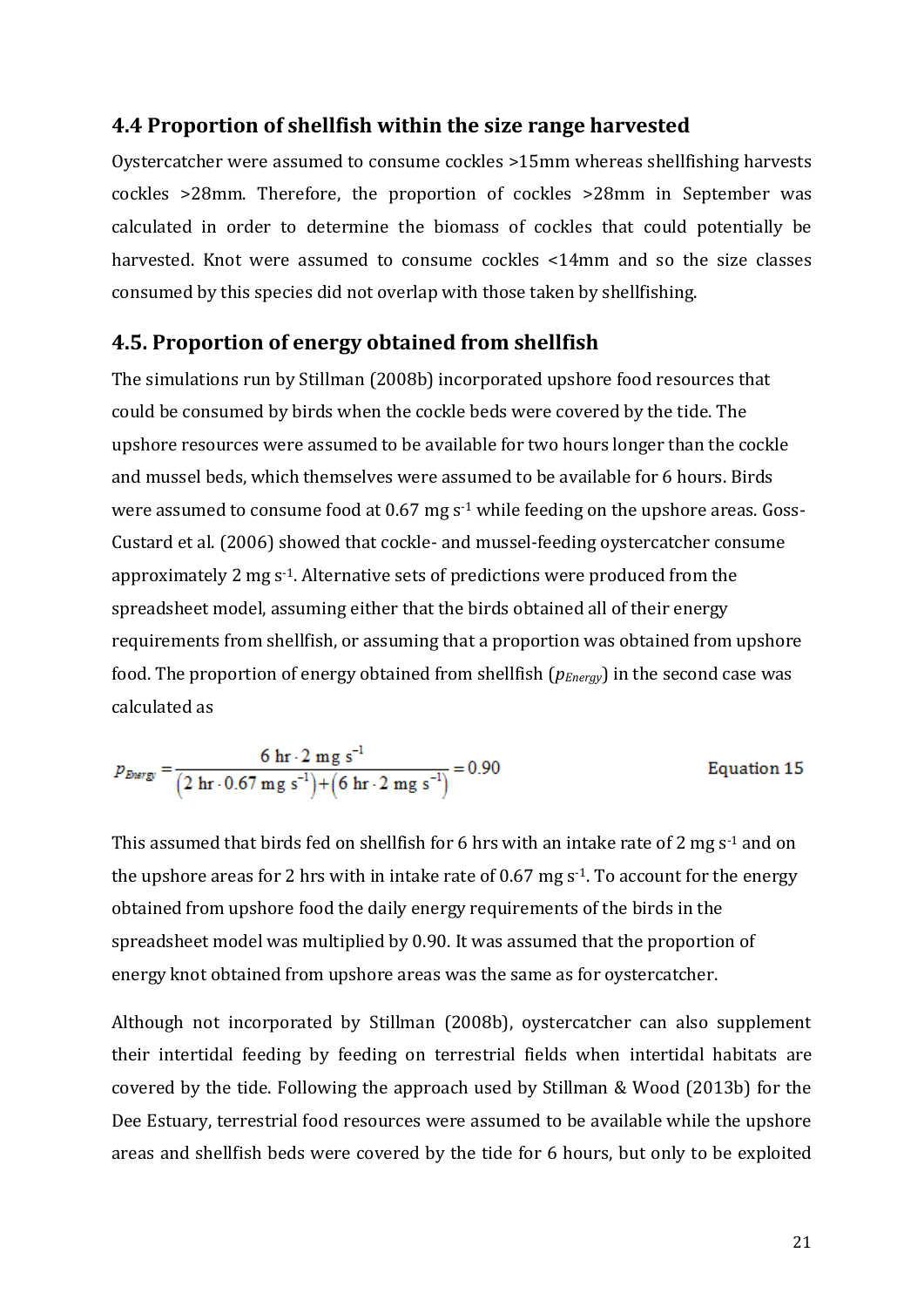## 4.4 Proportion of shellfish within the size range harvested

Oystercatcher were assumed to consume cockles >15mm whereas shellfishing harvests cockles >28mm. Therefore, the proportion of cockles >28mm in September was calculated in order to determine the biomass of cockles that could potentially be harvested. Knot were assumed to consume cockles <14mm and so the size classes consumed by this species did not overlap with those taken by shellfishing.

## 4.5. Proportion of energy obtained from shellfish

The simulations run by Stillman (2008b) incorporated upshore food resources that could be consumed by birds when the cockle beds were covered by the tide. The upshore resources were assumed to be available for two hours longer than the cockle and mussel beds, which themselves were assumed to be available for 6 hours. Birds were assumed to consume food at 0.67 mg $s^{-1}$ while feeding on the upshore areas. Goss-Custard et al. (2006) showed that cockle- and mussel-feeding oystercatcher consume approximately 2 mg $s^{-1}$. Alternative sets of predictions were produced from the spreadsheet model, assuming either that the birds obtained all of their energy requirements from shellfish, or assuming that a proportion was obtained from upshore food. The proportion of energy obtained from shellfish ($p_{Energy}$) in the second case was calculated as

$$p_{Energy} = \frac{6 \text{ hr} \cdot 2 \text{ mg s}^{-1}}{\left(2 \text{ hr} \cdot 0.67 \text{ mg s}^{-1}\right) + \left(6 \text{ hr} \cdot 2 \text{ mg s}^{-1}\right)} = 0.90 \qquad \text{Equation 15}$$

This assumed that birds fed on shellfish for 6 hrs with an intake rate of 2 mg $s^{-1}$ and on the upshore areas for 2 hrs with in intake rate of 0.67 mg $s^{-1}$. To account for the energy obtained from upshore food the daily energy requirements of the birds in the spreadsheet model was multiplied by 0.90. It was assumed that the proportion of energy knot obtained from upshore areas was the same as for oystercatcher.

Although not incorporated by Stillman (2008b), oystercatcher can also supplement their intertidal feeding by feeding on terrestrial fields when intertidal habitats are covered by the tide. Following the approach used by Stillman & Wood (2013b) for the Dee Estuary, terrestrial food resources were assumed to be available while the upshore areas and shellfish beds were covered by the tide for 6 hours, but only to be exploited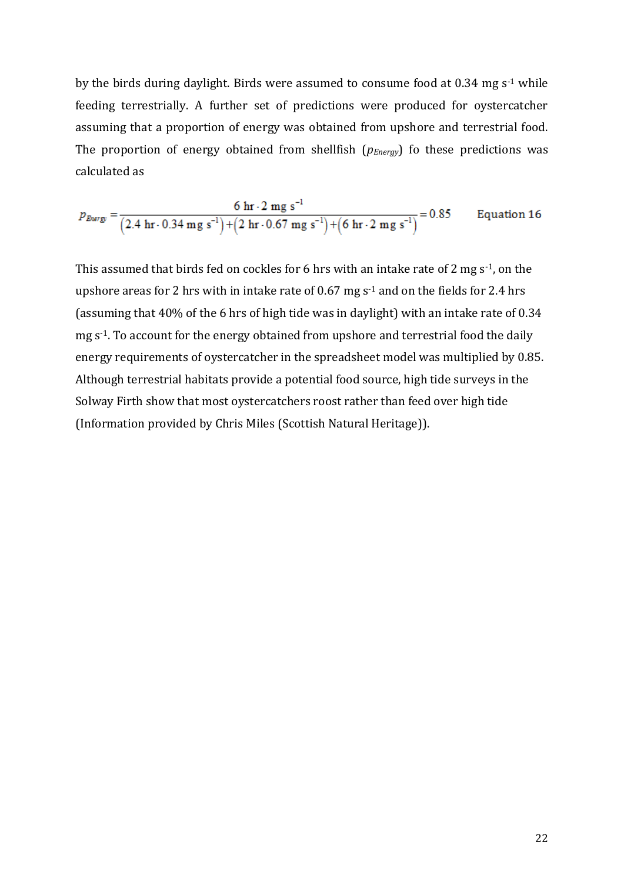by the birds during daylight. Birds were assumed to consume food at 0.34 mg $s^{-1}$ while feeding terrestrially. A further set of predictions were produced for oystercatcher assuming that a proportion of energy was obtained from upshore and terrestrial food. The proportion of energy obtained from shellfish ($p_{Energy}$) fo these predictions was calculated as

$$p_{Energy} = \frac{6\ \text{hr} \cdot 2\ \text{mg s}^{-1}}{\left(2.4\ \text{hr} \cdot 0.34\ \text{mg s}^{-1}\right) + \left(2\ \text{hr} \cdot 0.67\ \text{mg s}^{-1}\right) + \left(6\ \text{hr} \cdot 2\ \text{mg s}^{-1}\right)} = 0.85 \qquad \text{Equation 16}$$

This assumed that birds fed on cockles for 6 hrs with an intake rate of 2 mg $s^{-1}$, on the upshore areas for 2 hrs with in intake rate of 0.67 mg $s^{-1}$ and on the fields for 2.4 hrs (assuming that 40% of the 6 hrs of high tide was in daylight) with an intake rate of 0.34 mg $s^{-1}$. To account for the energy obtained from upshore and terrestrial food the daily energy requirements of oystercatcher in the spreadsheet model was multiplied by 0.85. Although terrestrial habitats provide a potential food source, high tide surveys in the Solway Firth show that most oystercatchers roost rather than feed over high tide (Information provided by Chris Miles (Scottish Natural Heritage)).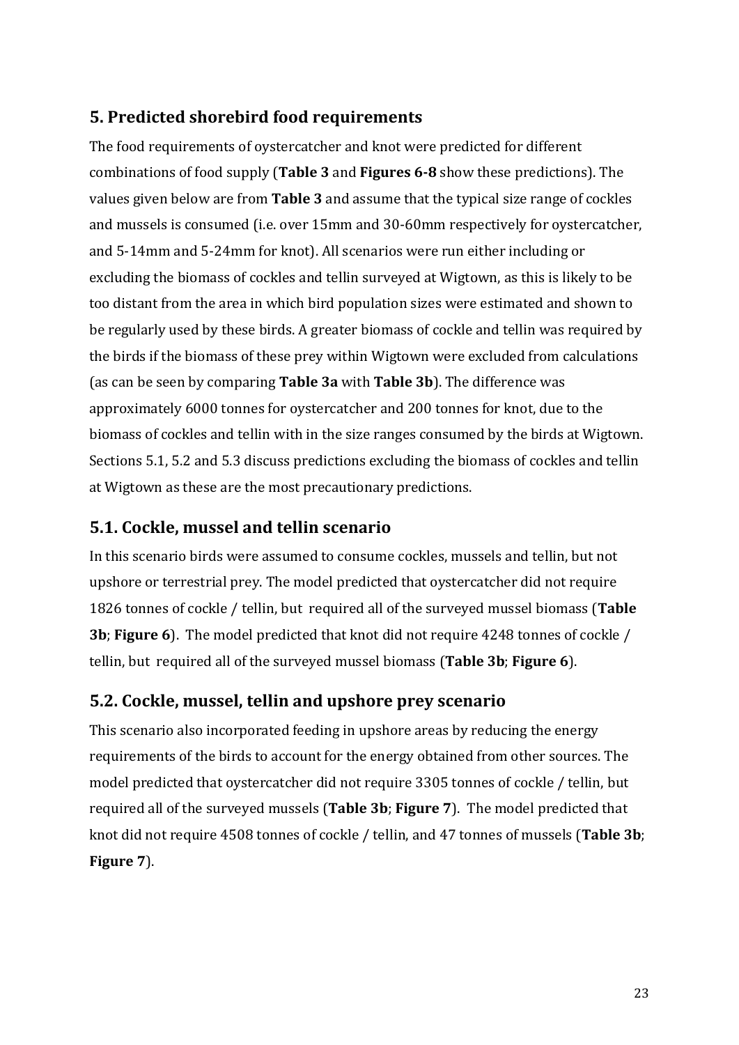## 5. Predicted shorebird food requirements

The food requirements of oystercatcher and knot were predicted for different combinations of food supply (**Table 3** and **Figures 6-8** show these predictions). The values given below are from **Table 3** and assume that the typical size range of cockles and mussels is consumed (i.e. over 15mm and 30-60mm respectively for oystercatcher, and 5-14mm and 5-24mm for knot). All scenarios were run either including or excluding the biomass of cockles and tellin surveyed at Wigtown, as this is likely to be too distant from the area in which bird population sizes were estimated and shown to be regularly used by these birds. A greater biomass of cockle and tellin was required by the birds if the biomass of these prey within Wigtown were excluded from calculations (as can be seen by comparing **Table 3a** with **Table 3b**). The difference was approximately 6000 tonnes for oystercatcher and 200 tonnes for knot, due to the biomass of cockles and tellin with in the size ranges consumed by the birds at Wigtown. Sections 5.1, 5.2 and 5.3 discuss predictions excluding the biomass of cockles and tellin at Wigtown as these are the most precautionary predictions.

### 5.1. Cockle, mussel and tellin scenario

In this scenario birds were assumed to consume cockles, mussels and tellin, but not upshore or terrestrial prey. The model predicted that oystercatcher did not require 1826 tonnes of cockle / tellin, but required all of the surveyed mussel biomass (**Table 3b**; **Figure 6**). The model predicted that knot did not require 4248 tonnes of cockle / tellin, but required all of the surveyed mussel biomass (**Table 3b**; **Figure 6**).

### 5.2. Cockle, mussel, tellin and upshore prey scenario

This scenario also incorporated feeding in upshore areas by reducing the energy requirements of the birds to account for the energy obtained from other sources. The model predicted that oystercatcher did not require 3305 tonnes of cockle / tellin, but required all of the surveyed mussels (**Table 3b**; **Figure 7**). The model predicted that knot did not require 4508 tonnes of cockle / tellin, and 47 tonnes of mussels (**Table 3b**; **Figure 7**).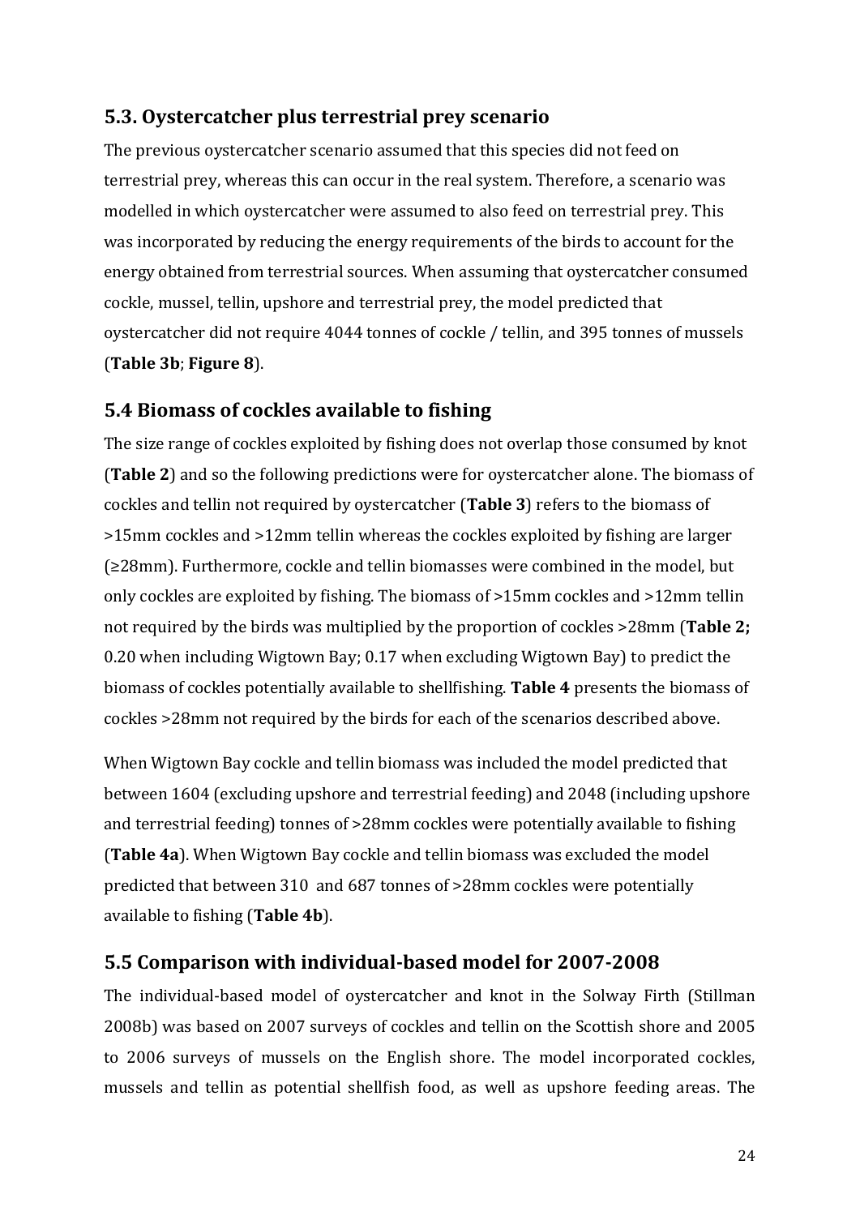## 5.3. Oystercatcher plus terrestrial prey scenario

The previous oystercatcher scenario assumed that this species did not feed on terrestrial prey, whereas this can occur in the real system. Therefore, a scenario was modelled in which oystercatcher were assumed to also feed on terrestrial prey. This was incorporated by reducing the energy requirements of the birds to account for the energy obtained from terrestrial sources. When assuming that oystercatcher consumed cockle, mussel, tellin, upshore and terrestrial prey, the model predicted that oystercatcher did not require 4044 tonnes of cockle / tellin, and 395 tonnes of mussels (**Table 3b**; **Figure 8**).

## 5.4 Biomass of cockles available to fishing

The size range of cockles exploited by fishing does not overlap those consumed by knot (**Table 2**) and so the following predictions were for oystercatcher alone. The biomass of cockles and tellin not required by oystercatcher (**Table 3**) refers to the biomass of >15mm cockles and >12mm tellin whereas the cockles exploited by fishing are larger (≥28mm). Furthermore, cockle and tellin biomasses were combined in the model, but only cockles are exploited by fishing. The biomass of >15mm cockles and >12mm tellin not required by the birds was multiplied by the proportion of cockles >28mm (**Table 2;** 0.20 when including Wigtown Bay; 0.17 when excluding Wigtown Bay) to predict the biomass of cockles potentially available to shellfishing. **Table 4** presents the biomass of cockles >28mm not required by the birds for each of the scenarios described above.

When Wigtown Bay cockle and tellin biomass was included the model predicted that between 1604 (excluding upshore and terrestrial feeding) and 2048 (including upshore and terrestrial feeding) tonnes of >28mm cockles were potentially available to fishing (**Table 4a**). When Wigtown Bay cockle and tellin biomass was excluded the model predicted that between 310 and 687 tonnes of >28mm cockles were potentially available to fishing (**Table 4b**).

## 5.5 Comparison with individual-based model for 2007-2008

The individual-based model of oystercatcher and knot in the Solway Firth (Stillman 2008b) was based on 2007 surveys of cockles and tellin on the Scottish shore and 2005 to 2006 surveys of mussels on the English shore. The model incorporated cockles, mussels and tellin as potential shellfish food, as well as upshore feeding areas. The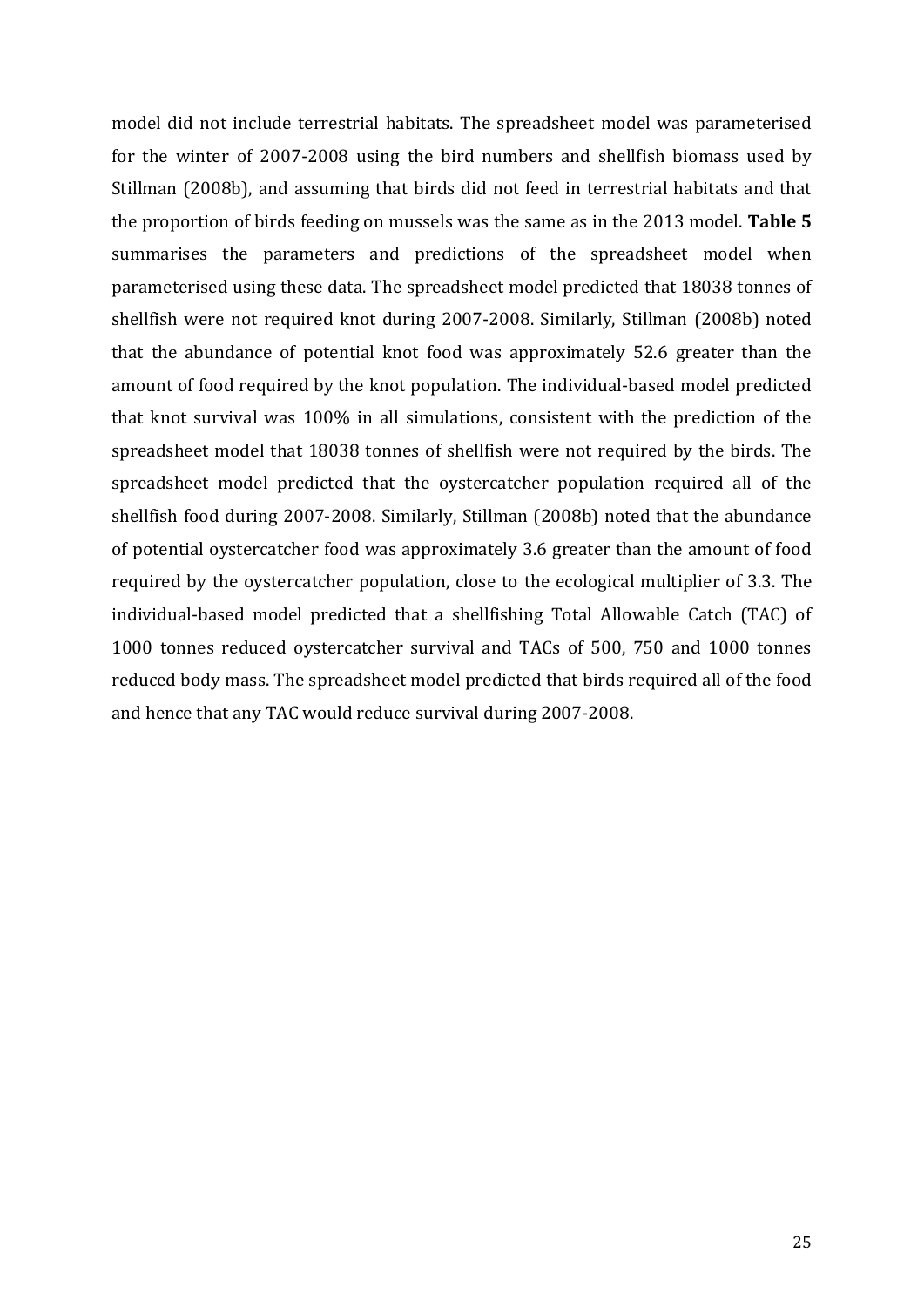model did not include terrestrial habitats. The spreadsheet model was parameterised for the winter of 2007-2008 using the bird numbers and shellfish biomass used by Stillman (2008b), and assuming that birds did not feed in terrestrial habitats and that the proportion of birds feeding on mussels was the same as in the 2013 model. **Table 5** summarises the parameters and predictions of the spreadsheet model when parameterised using these data. The spreadsheet model predicted that 18038 tonnes of shellfish were not required knot during 2007-2008. Similarly, Stillman (2008b) noted that the abundance of potential knot food was approximately 52.6 greater than the amount of food required by the knot population. The individual-based model predicted that knot survival was 100% in all simulations, consistent with the prediction of the spreadsheet model that 18038 tonnes of shellfish were not required by the birds. The spreadsheet model predicted that the oystercatcher population required all of the shellfish food during 2007-2008. Similarly, Stillman (2008b) noted that the abundance of potential oystercatcher food was approximately 3.6 greater than the amount of food required by the oystercatcher population, close to the ecological multiplier of 3.3. The individual-based model predicted that a shellfishing Total Allowable Catch (TAC) of 1000 tonnes reduced oystercatcher survival and TACs of 500, 750 and 1000 tonnes reduced body mass. The spreadsheet model predicted that birds required all of the food and hence that any TAC would reduce survival during 2007-2008.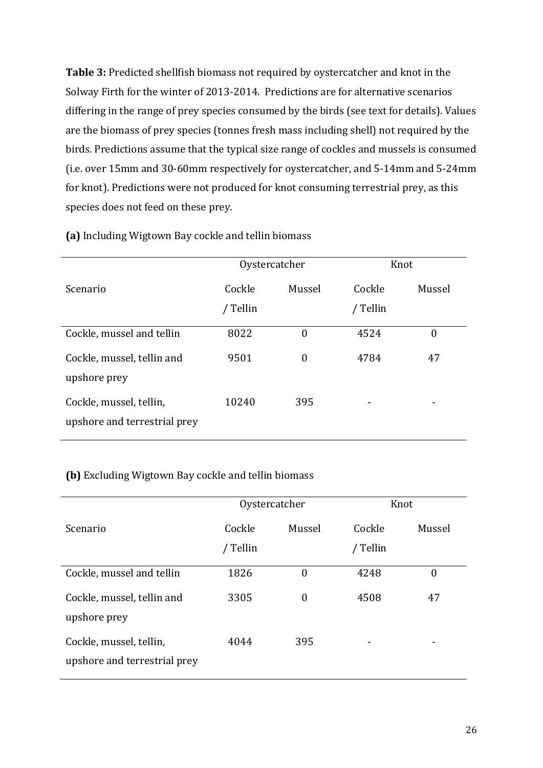**Table 3:** Predicted shellfish biomass not required by oystercatcher and knot in the Solway Firth for the winter of 2013-2014. Predictions are for alternative scenarios differing in the range of prey species consumed by the birds (see text for details). Values are the biomass of prey species (tonnes fresh mass including shell) not required by the birds. Predictions assume that the typical size range of cockles and mussels is consumed (i.e. over 15mm and 30-60mm respectively for oystercatcher, and 5-14mm and 5-24mm for knot). Predictions were not produced for knot consuming terrestrial prey, as this species does not feed on these prey.

**(a)** Including Wigtown Bay cockle and tellin biomass

| | Oystercatcher | | Knot | |
|---|---|---|---|---|
| Scenario | Cockle / Tellin | Mussel | Cockle / Tellin | Mussel |
| Cockle, mussel and tellin | 8022 | 0 | 4524 | 0 |
| Cockle, mussel, tellin and upshore prey | 9501 | 0 | 4784 | 47 |
| Cockle, mussel, tellin, upshore and terrestrial prey | 10240 | 395 | - | - |

**(b)** Excluding Wigtown Bay cockle and tellin biomass

| | Oystercatcher | | Knot | |
|---|---|---|---|---|
| Scenario | Cockle / Tellin | Mussel | Cockle / Tellin | Mussel |
| Cockle, mussel and tellin | 1826 | 0 | 4248 | 0 |
| Cockle, mussel, tellin and upshore prey | 3305 | 0 | 4508 | 47 |
| Cockle, mussel, tellin, upshore and terrestrial prey | 4044 | 395 | - | - |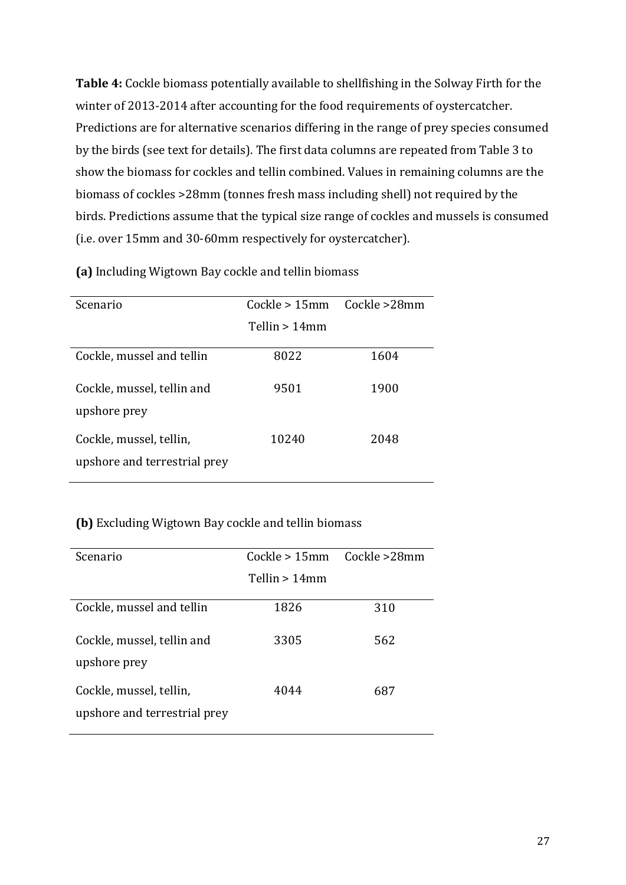**Table 4:** Cockle biomass potentially available to shellfishing in the Solway Firth for the winter of 2013-2014 after accounting for the food requirements of oystercatcher. Predictions are for alternative scenarios differing in the range of prey species consumed by the birds (see text for details). The first data columns are repeated from Table 3 to show the biomass for cockles and tellin combined. Values in remaining columns are the biomass of cockles >28mm (tonnes fresh mass including shell) not required by the birds. Predictions assume that the typical size range of cockles and mussels is consumed (i.e. over 15mm and 30-60mm respectively for oystercatcher).

**(a)** Including Wigtown Bay cockle and tellin biomass

| Scenario | Cockle > 15mm Tellin > 14mm | Cockle >28mm |
|---|---|---|
| Cockle, mussel and tellin | 8022 | 1604 |
| Cockle, mussel, tellin and upshore prey | 9501 | 1900 |
| Cockle, mussel, tellin, upshore and terrestrial prey | 10240 | 2048 |

**(b)** Excluding Wigtown Bay cockle and tellin biomass

| Scenario | Cockle > 15mm Tellin > 14mm | Cockle >28mm |
|---|---|---|
| Cockle, mussel and tellin | 1826 | 310 |
| Cockle, mussel, tellin and upshore prey | 3305 | 562 |
| Cockle, mussel, tellin, upshore and terrestrial prey | 4044 | 687 |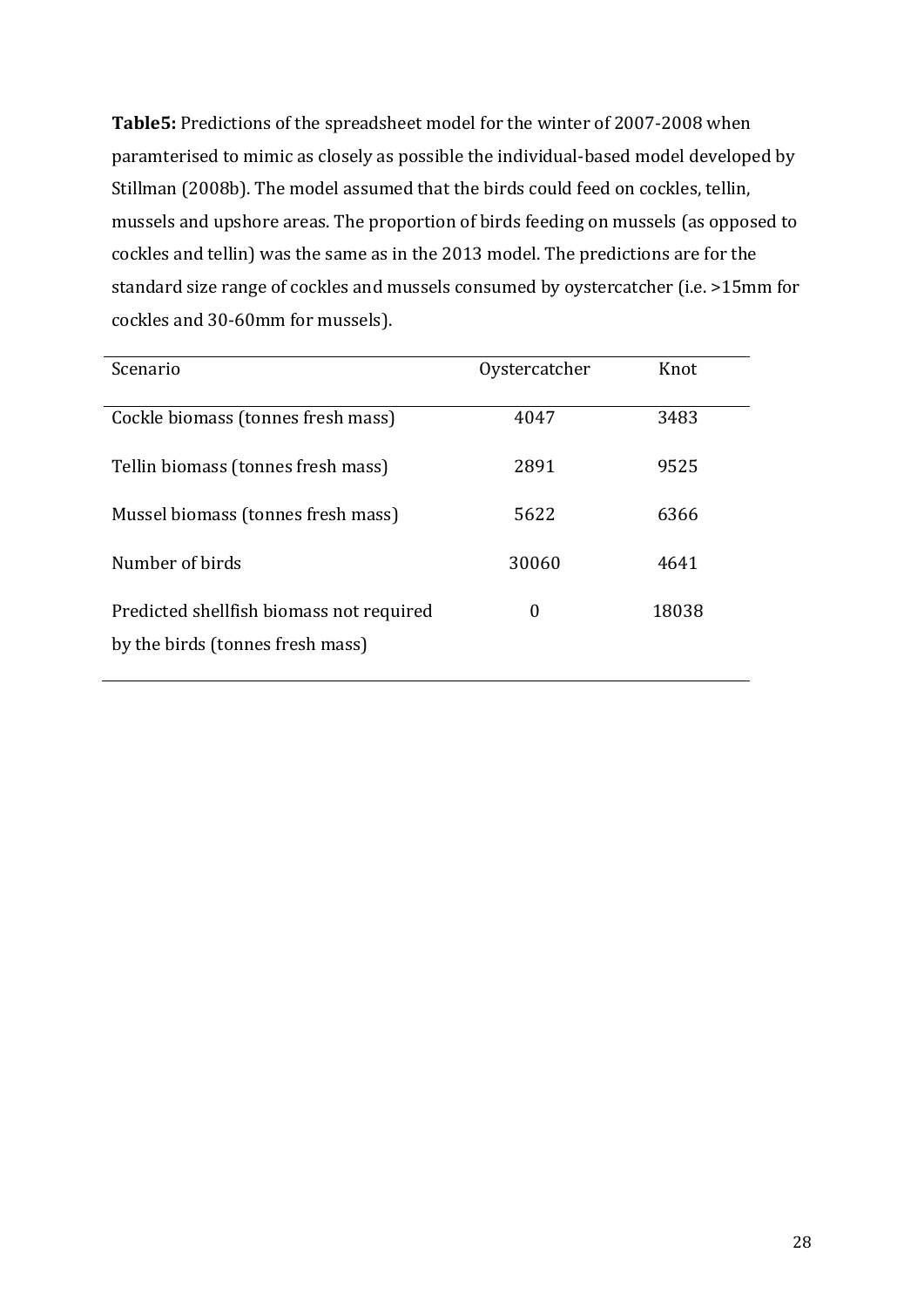**Table5:** Predictions of the spreadsheet model for the winter of 2007-2008 when paramterised to mimic as closely as possible the individual-based model developed by Stillman (2008b). The model assumed that the birds could feed on cockles, tellin, mussels and upshore areas. The proportion of birds feeding on mussels (as opposed to cockles and tellin) was the same as in the 2013 model. The predictions are for the standard size range of cockles and mussels consumed by oystercatcher (i.e. >15mm for cockles and 30-60mm for mussels).

| Scenario | Oystercatcher | Knot |
|---|---|---|
| Cockle biomass (tonnes fresh mass) | 4047 | 3483 |
| Tellin biomass (tonnes fresh mass) | 2891 | 9525 |
| Mussel biomass (tonnes fresh mass) | 5622 | 6366 |
| Number of birds | 30060 | 4641 |
| Predicted shellfish biomass not required by the birds (tonnes fresh mass) | 0 | 18038 |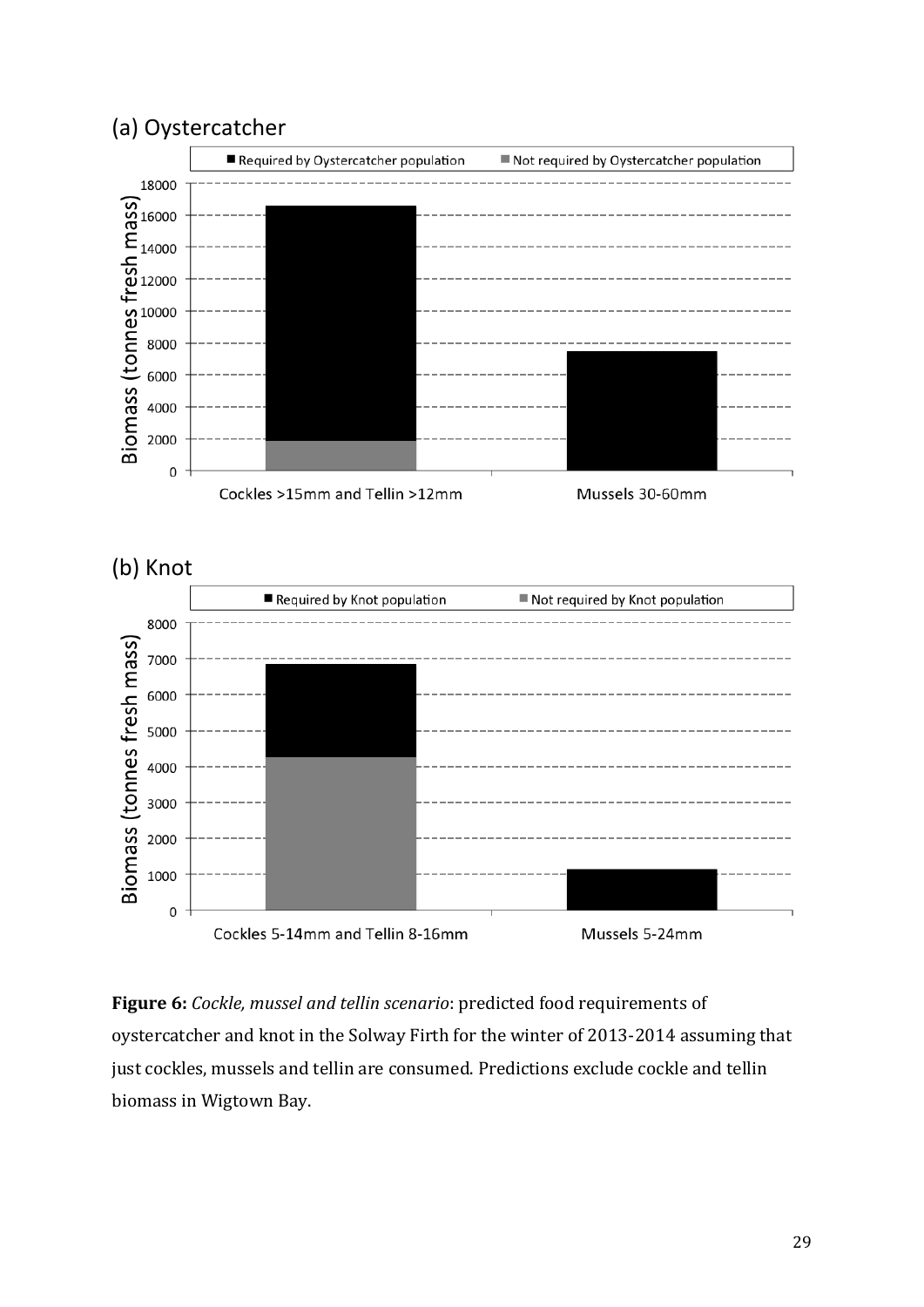(a) Oystercatcher

■ Required by Oystercatcher population ■ Not required by Oystercatcher population

Biomass (tonnes fresh mass)

Cockles >15mm and Tellin >12mm

Mussels 30-60mm

(b) Knot

■ Required by Knot population ■ Not required by Knot population

Biomass (tonnes fresh mass)

Cockles 5-14mm and Tellin 8-16mm

Mussels 5-24mm

**Figure 6:** *Cockle, mussel and tellin scenario*: predicted food requirements of oystercatcher and knot in the Solway Firth for the winter of 2013-2014 assuming that just cockles, mussels and tellin are consumed. Predictions exclude cockle and tellin biomass in Wigtown Bay.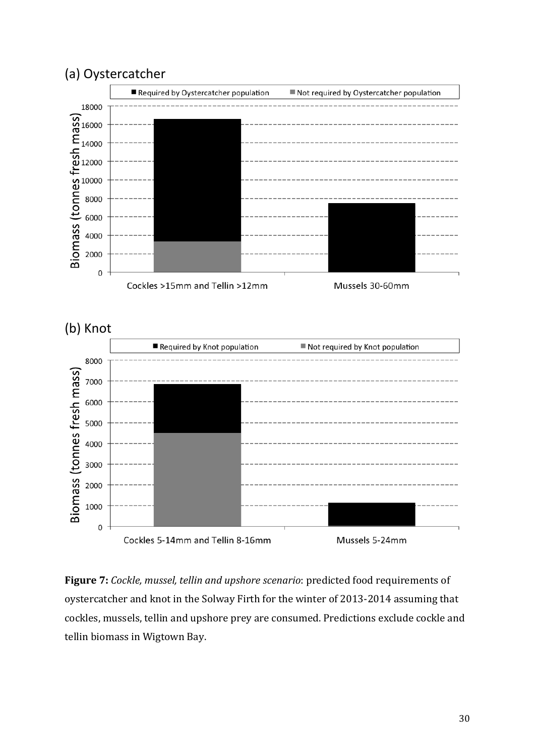(a) Oystercatcher

■ Required by Oystercatcher population ■ Not required by Oystercatcher population

Biomass (tonnes fresh mass)

18000
16000
14000
12000
10000
8000
6000
4000
2000
0

Cockles >15mm and Tellin >12mm

Mussels 30-60mm

(b) Knot

■ Required by Knot population ■ Not required by Knot population

Biomass (tonnes fresh mass)

8000
7000
6000
5000
4000
3000
2000
1000
0

Cockles 5-14mm and Tellin 8-16mm

Mussels 5-24mm

**Figure 7:** *Cockle, mussel, tellin and upshore scenario*: predicted food requirements of oystercatcher and knot in the Solway Firth for the winter of 2013-2014 assuming that cockles, mussels, tellin and upshore prey are consumed. Predictions exclude cockle and tellin biomass in Wigtown Bay.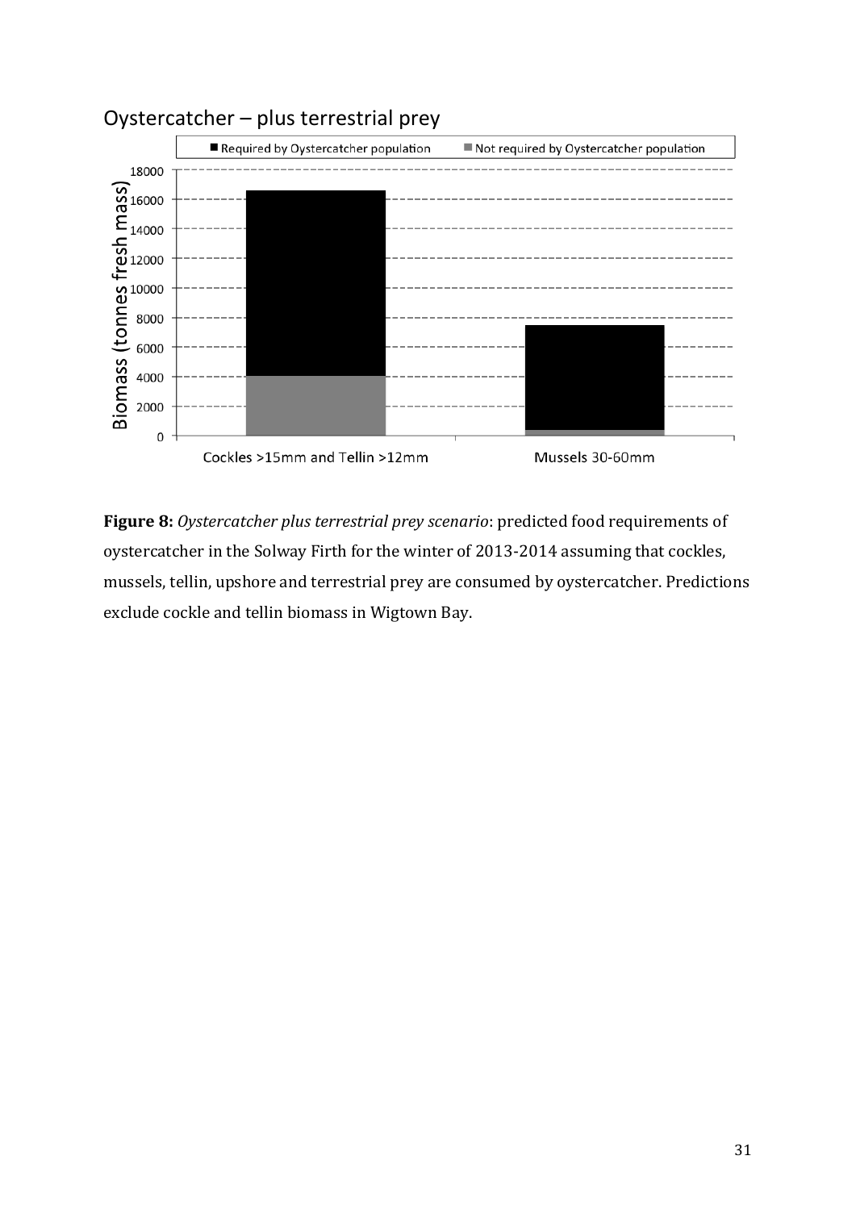Oystercatcher – plus terrestrial prey

**Figure 8:** *Oystercatcher plus terrestrial prey scenario*: predicted food requirements of oystercatcher in the Solway Firth for the winter of 2013-2014 assuming that cockles, mussels, tellin, upshore and terrestrial prey are consumed by oystercatcher. Predictions exclude cockle and tellin biomass in Wigtown Bay.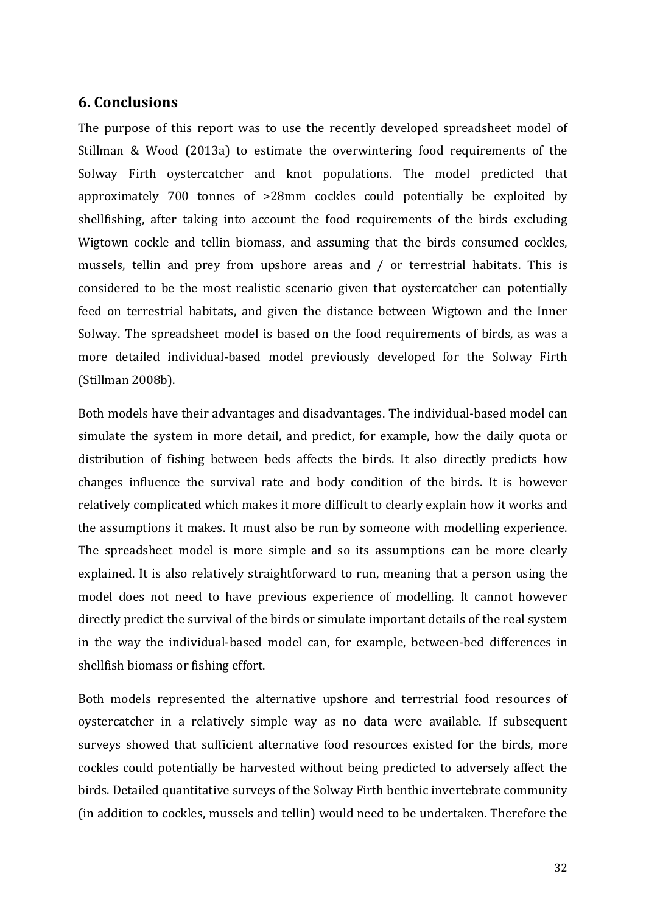## 6. Conclusions

The purpose of this report was to use the recently developed spreadsheet model of Stillman & Wood (2013a) to estimate the overwintering food requirements of the Solway Firth oystercatcher and knot populations. The model predicted that approximately 700 tonnes of >28mm cockles could potentially be exploited by shellfishing, after taking into account the food requirements of the birds excluding Wigtown cockle and tellin biomass, and assuming that the birds consumed cockles, mussels, tellin and prey from upshore areas and / or terrestrial habitats. This is considered to be the most realistic scenario given that oystercatcher can potentially feed on terrestrial habitats, and given the distance between Wigtown and the Inner Solway. The spreadsheet model is based on the food requirements of birds, as was a more detailed individual-based model previously developed for the Solway Firth (Stillman 2008b).

Both models have their advantages and disadvantages. The individual-based model can simulate the system in more detail, and predict, for example, how the daily quota or distribution of fishing between beds affects the birds. It also directly predicts how changes influence the survival rate and body condition of the birds. It is however relatively complicated which makes it more difficult to clearly explain how it works and the assumptions it makes. It must also be run by someone with modelling experience. The spreadsheet model is more simple and so its assumptions can be more clearly explained. It is also relatively straightforward to run, meaning that a person using the model does not need to have previous experience of modelling. It cannot however directly predict the survival of the birds or simulate important details of the real system in the way the individual-based model can, for example, between-bed differences in shellfish biomass or fishing effort.

Both models represented the alternative upshore and terrestrial food resources of oystercatcher in a relatively simple way as no data were available. If subsequent surveys showed that sufficient alternative food resources existed for the birds, more cockles could potentially be harvested without being predicted to adversely affect the birds. Detailed quantitative surveys of the Solway Firth benthic invertebrate community (in addition to cockles, mussels and tellin) would need to be undertaken. Therefore the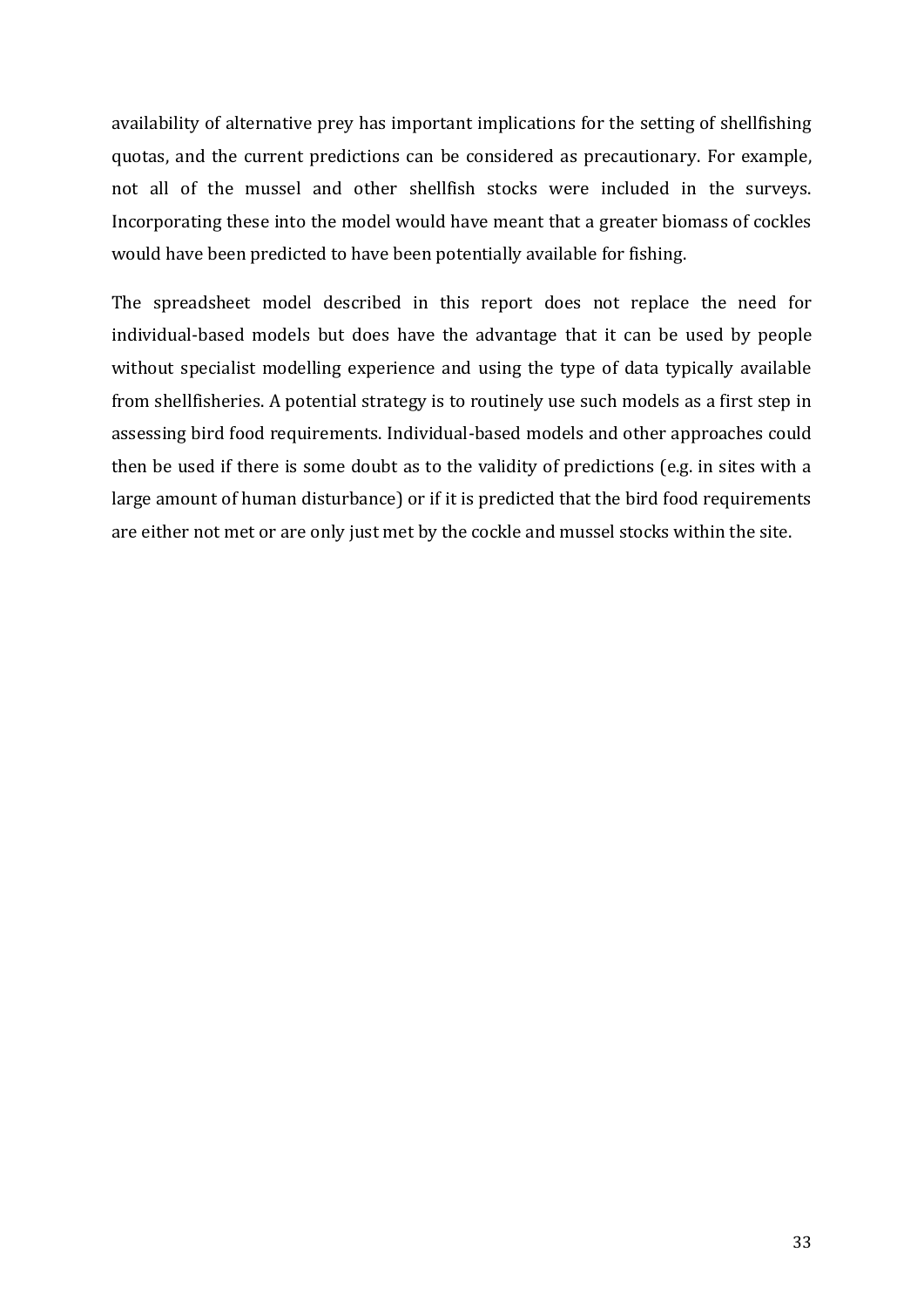availability of alternative prey has important implications for the setting of shellfishing quotas, and the current predictions can be considered as precautionary. For example, not all of the mussel and other shellfish stocks were included in the surveys. Incorporating these into the model would have meant that a greater biomass of cockles would have been predicted to have been potentially available for fishing.

The spreadsheet model described in this report does not replace the need for individual-based models but does have the advantage that it can be used by people without specialist modelling experience and using the type of data typically available from shellfisheries. A potential strategy is to routinely use such models as a first step in assessing bird food requirements. Individual-based models and other approaches could then be used if there is some doubt as to the validity of predictions (e.g. in sites with a large amount of human disturbance) or if it is predicted that the bird food requirements are either not met or are only just met by the cockle and mussel stocks within the site.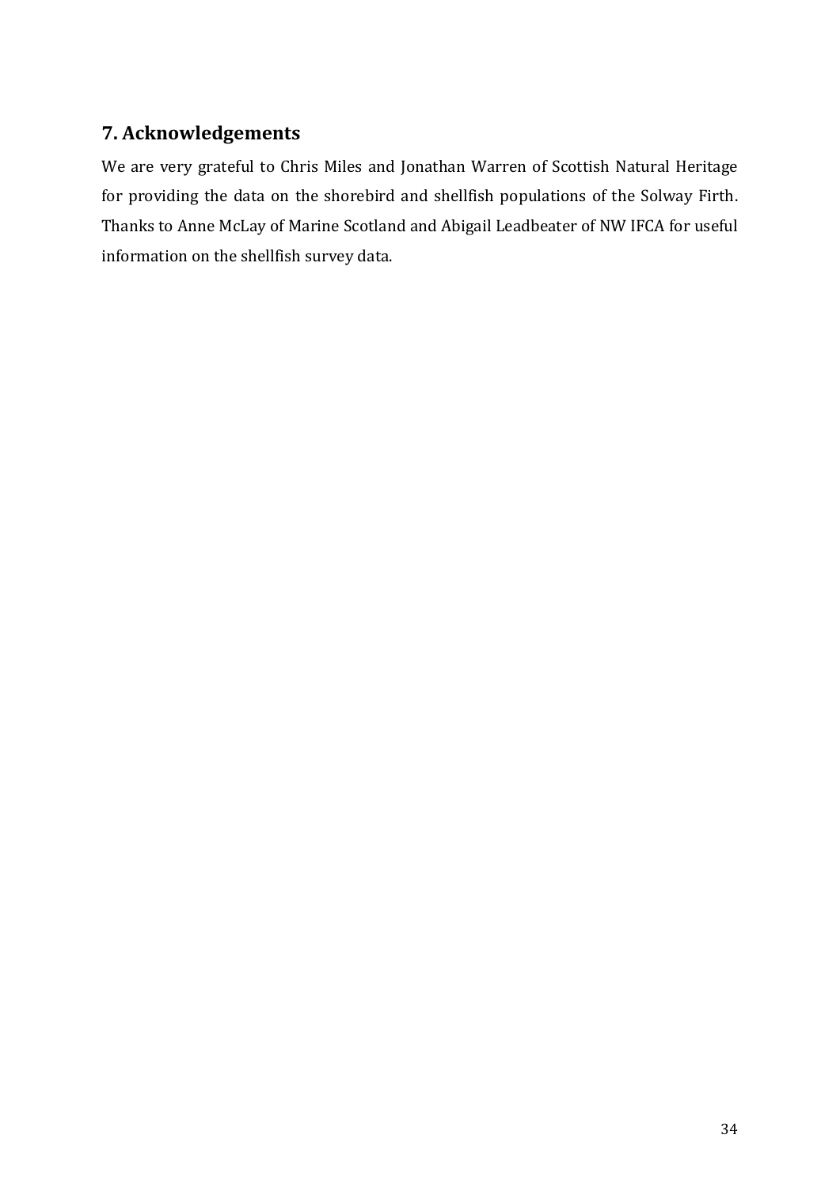## 7. Acknowledgements

We are very grateful to Chris Miles and Jonathan Warren of Scottish Natural Heritage for providing the data on the shorebird and shellfish populations of the Solway Firth. Thanks to Anne McLay of Marine Scotland and Abigail Leadbeater of NW IFCA for useful information on the shellfish survey data.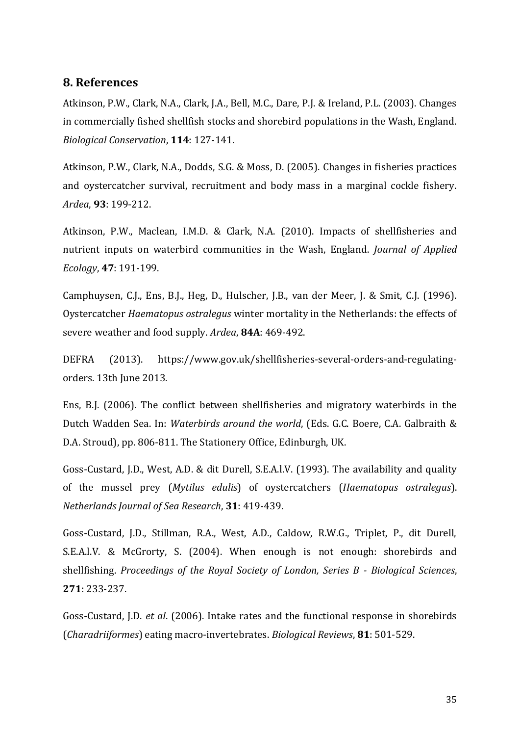## 8. References

Atkinson, P.W., Clark, N.A., Clark, J.A., Bell, M.C., Dare, P.J. & Ireland, P.L. (2003). Changes in commercially fished shellfish stocks and shorebird populations in the Wash, England. *Biological Conservation*, **114**: 127-141.

Atkinson, P.W., Clark, N.A., Dodds, S.G. & Moss, D. (2005). Changes in fisheries practices and oystercatcher survival, recruitment and body mass in a marginal cockle fishery. *Ardea*, **93**: 199-212.

Atkinson, P.W., Maclean, I.M.D. & Clark, N.A. (2010). Impacts of shellfisheries and nutrient inputs on waterbird communities in the Wash, England. *Journal of Applied Ecology*, **47**: 191-199.

Camphuysen, C.J., Ens, B.J., Heg, D., Hulscher, J.B., van der Meer, J. & Smit, C.J. (1996). Oystercatcher *Haematopus ostralegus* winter mortality in the Netherlands: the effects of severe weather and food supply. *Ardea*, **84A**: 469-492.

DEFRA (2013). https://www.gov.uk/shellfisheries-several-orders-and-regulating-orders. 13th June 2013.

Ens, B.J. (2006). The conflict between shellfisheries and migratory waterbirds in the Dutch Wadden Sea. In: *Waterbirds around the world*, (Eds. G.C. Boere, C.A. Galbraith & D.A. Stroud), pp. 806-811. The Stationery Office, Edinburgh, UK.

Goss-Custard, J.D., West, A.D. & dit Durell, S.E.A.l.V. (1993). The availability and quality of the mussel prey (*Mytilus edulis*) of oystercatchers (*Haematopus ostralegus*). *Netherlands Journal of Sea Research*, **31**: 419-439.

Goss-Custard, J.D., Stillman, R.A., West, A.D., Caldow, R.W.G., Triplet, P., dit Durell, S.E.A.l.V. & McGrorty, S. (2004). When enough is not enough: shorebirds and shellfishing. *Proceedings of the Royal Society of London, Series B - Biological Sciences*, **271**: 233-237.

Goss-Custard, J.D. *et al*. (2006). Intake rates and the functional response in shorebirds (*Charadriiformes*) eating macro-invertebrates. *Biological Reviews*, **81**: 501-529.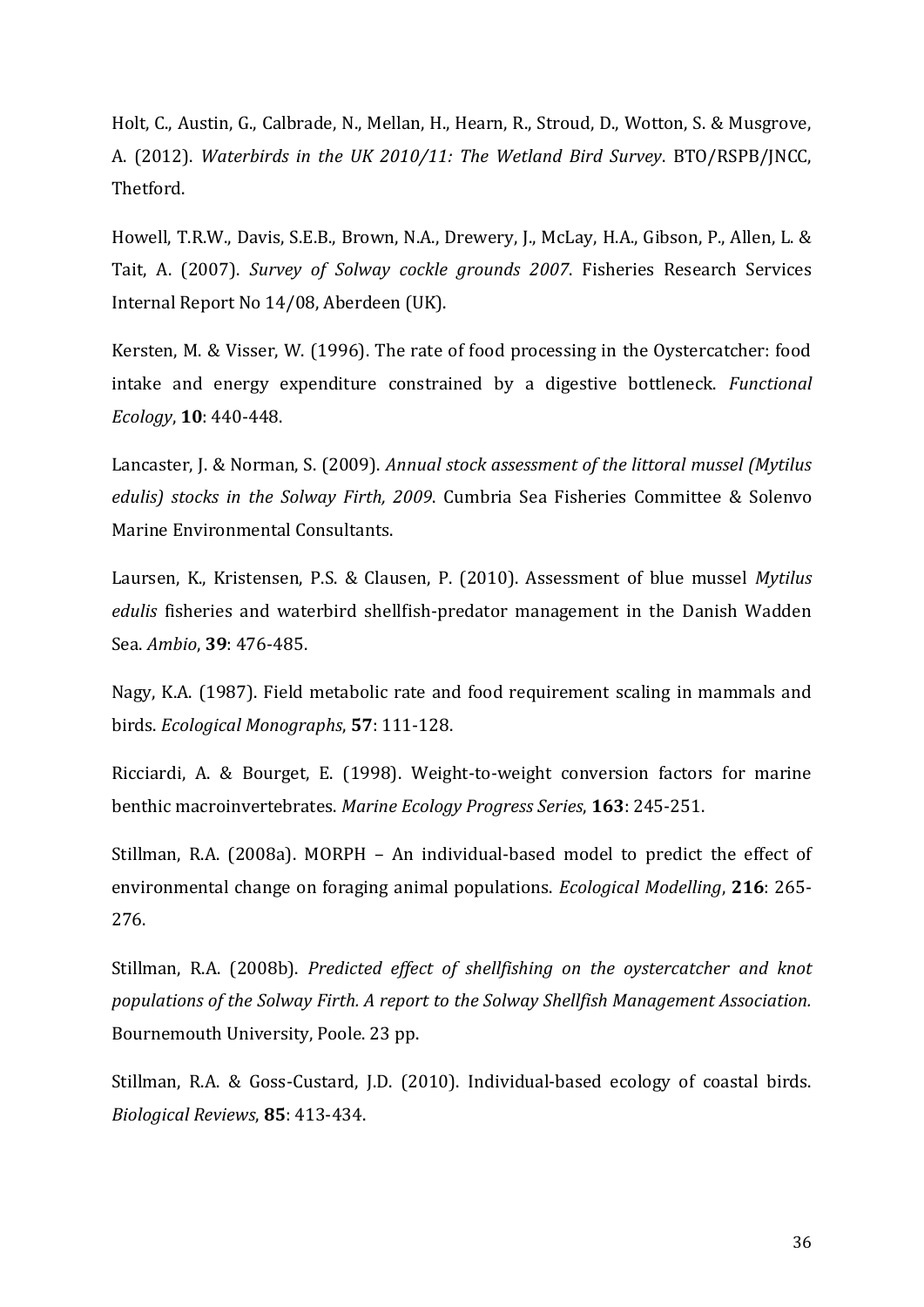Holt, C., Austin, G., Calbrade, N., Mellan, H., Hearn, R., Stroud, D., Wotton, S. & Musgrove, A. (2012). *Waterbirds in the UK 2010/11: The Wetland Bird Survey*. BTO/RSPB/JNCC, Thetford.

Howell, T.R.W., Davis, S.E.B., Brown, N.A., Drewery, J., McLay, H.A., Gibson, P., Allen, L. & Tait, A. (2007). *Survey of Solway cockle grounds 2007*. Fisheries Research Services Internal Report No 14/08, Aberdeen (UK).

Kersten, M. & Visser, W. (1996). The rate of food processing in the Oystercatcher: food intake and energy expenditure constrained by a digestive bottleneck. *Functional Ecology*, **10**: 440-448.

Lancaster, J. & Norman, S. (2009). *Annual stock assessment of the littoral mussel (Mytilus edulis) stocks in the Solway Firth, 2009*. Cumbria Sea Fisheries Committee & Solenvo Marine Environmental Consultants.

Laursen, K., Kristensen, P.S. & Clausen, P. (2010). Assessment of blue mussel *Mytilus edulis* fisheries and waterbird shellfish-predator management in the Danish Wadden Sea. *Ambio*, **39**: 476-485.

Nagy, K.A. (1987). Field metabolic rate and food requirement scaling in mammals and birds. *Ecological Monographs*, **57**: 111-128.

Ricciardi, A. & Bourget, E. (1998). Weight-to-weight conversion factors for marine benthic macroinvertebrates. *Marine Ecology Progress Series*, **163**: 245-251.

Stillman, R.A. (2008a). MORPH – An individual-based model to predict the effect of environmental change on foraging animal populations. *Ecological Modelling*, **216**: 265-276.

Stillman, R.A. (2008b). *Predicted effect of shellfishing on the oystercatcher and knot populations of the Solway Firth. A report to the Solway Shellfish Management Association.* Bournemouth University, Poole. 23 pp.

Stillman, R.A. & Goss-Custard, J.D. (2010). Individual-based ecology of coastal birds. *Biological Reviews*, **85**: 413-434.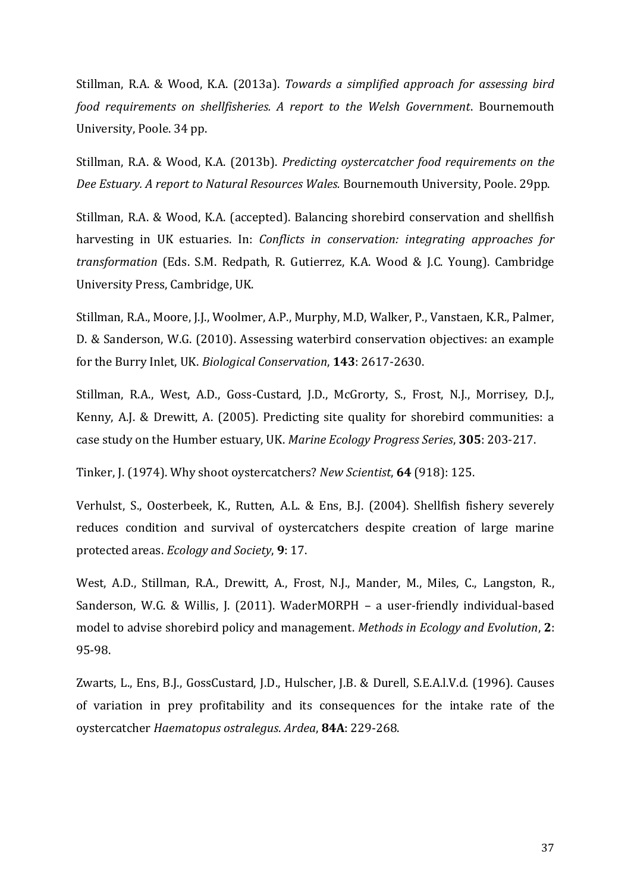Stillman, R.A. & Wood, K.A. (2013a). *Towards a simplified approach for assessing bird food requirements on shellfisheries. A report to the Welsh Government*. Bournemouth University, Poole. 34 pp.

Stillman, R.A. & Wood, K.A. (2013b). *Predicting oystercatcher food requirements on the Dee Estuary. A report to Natural Resources Wales.* Bournemouth University, Poole. 29pp.

Stillman, R.A. & Wood, K.A. (accepted). Balancing shorebird conservation and shellfish harvesting in UK estuaries. In: *Conflicts in conservation: integrating approaches for transformation* (Eds. S.M. Redpath, R. Gutierrez, K.A. Wood & J.C. Young). Cambridge University Press, Cambridge, UK.

Stillman, R.A., Moore, J.J., Woolmer, A.P., Murphy, M.D, Walker, P., Vanstaen, K.R., Palmer, D. & Sanderson, W.G. (2010). Assessing waterbird conservation objectives: an example for the Burry Inlet, UK. *Biological Conservation*, **143**: 2617-2630.

Stillman, R.A., West, A.D., Goss-Custard, J.D., McGrorty, S., Frost, N.J., Morrisey, D.J., Kenny, A.J. & Drewitt, A. (2005). Predicting site quality for shorebird communities: a case study on the Humber estuary, UK. *Marine Ecology Progress Series*, **305**: 203-217.

Tinker, J. (1974). Why shoot oystercatchers? *New Scientist*, **64** (918): 125.

Verhulst, S., Oosterbeek, K., Rutten, A.L. & Ens, B.J. (2004). Shellfish fishery severely reduces condition and survival of oystercatchers despite creation of large marine protected areas. *Ecology and Society*, **9**: 17.

West, A.D., Stillman, R.A., Drewitt, A., Frost, N.J., Mander, M., Miles, C., Langston, R., Sanderson, W.G. & Willis, J. (2011). WaderMORPH – a user-friendly individual-based model to advise shorebird policy and management. *Methods in Ecology and Evolution*, **2**: 95-98.

Zwarts, L., Ens, B.J., GossCustard, J.D., Hulscher, J.B. & Durell, S.E.A.l.V.d. (1996). Causes of variation in prey profitability and its consequences for the intake rate of the oystercatcher *Haematopus ostralegus*. *Ardea*, **84A**: 229-268.